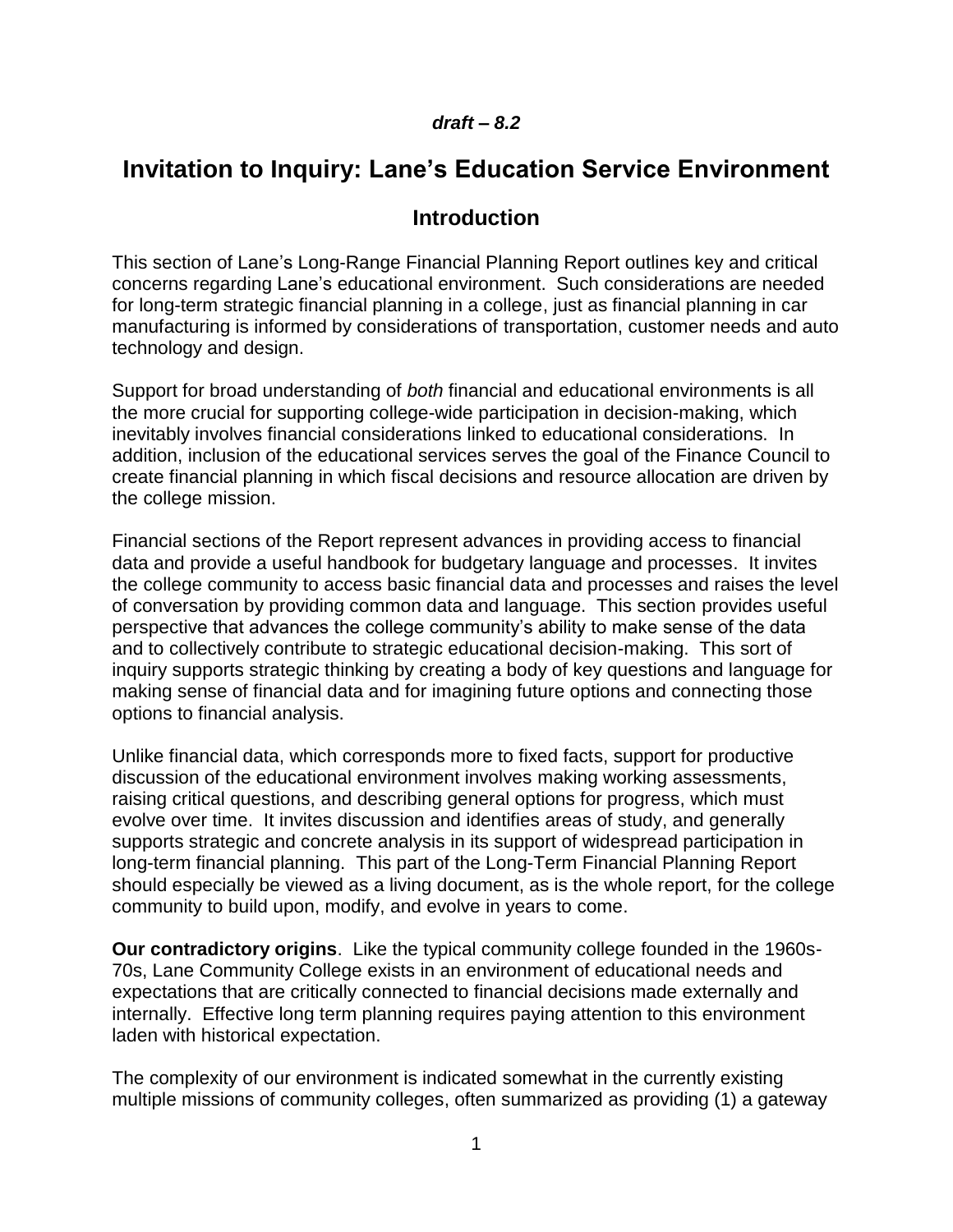***draft – 8.2***

# Invitation to Inquiry: Lane's Education Service Environment

## Introduction

This section of Lane's Long-Range Financial Planning Report outlines key and critical concerns regarding Lane's educational environment. Such considerations are needed for long-term strategic financial planning in a college, just as financial planning in car manufacturing is informed by considerations of transportation, customer needs and auto technology and design.

Support for broad understanding of *both* financial and educational environments is all the more crucial for supporting college-wide participation in decision-making, which inevitably involves financial considerations linked to educational considerations. In addition, inclusion of the educational services serves the goal of the Finance Council to create financial planning in which fiscal decisions and resource allocation are driven by the college mission.

Financial sections of the Report represent advances in providing access to financial data and provide a useful handbook for budgetary language and processes. It invites the college community to access basic financial data and processes and raises the level of conversation by providing common data and language. This section provides useful perspective that advances the college community's ability to make sense of the data and to collectively contribute to strategic educational decision-making. This sort of inquiry supports strategic thinking by creating a body of key questions and language for making sense of financial data and for imagining future options and connecting those options to financial analysis.

Unlike financial data, which corresponds more to fixed facts, support for productive discussion of the educational environment involves making working assessments, raising critical questions, and describing general options for progress, which must evolve over time. It invites discussion and identifies areas of study, and generally supports strategic and concrete analysis in its support of widespread participation in long-term financial planning. This part of the Long-Term Financial Planning Report should especially be viewed as a living document, as is the whole report, for the college community to build upon, modify, and evolve in years to come.

**Our contradictory origins**. Like the typical community college founded in the 1960s-70s, Lane Community College exists in an environment of educational needs and expectations that are critically connected to financial decisions made externally and internally. Effective long term planning requires paying attention to this environment laden with historical expectation.

The complexity of our environment is indicated somewhat in the currently existing multiple missions of community colleges, often summarized as providing (1) a gateway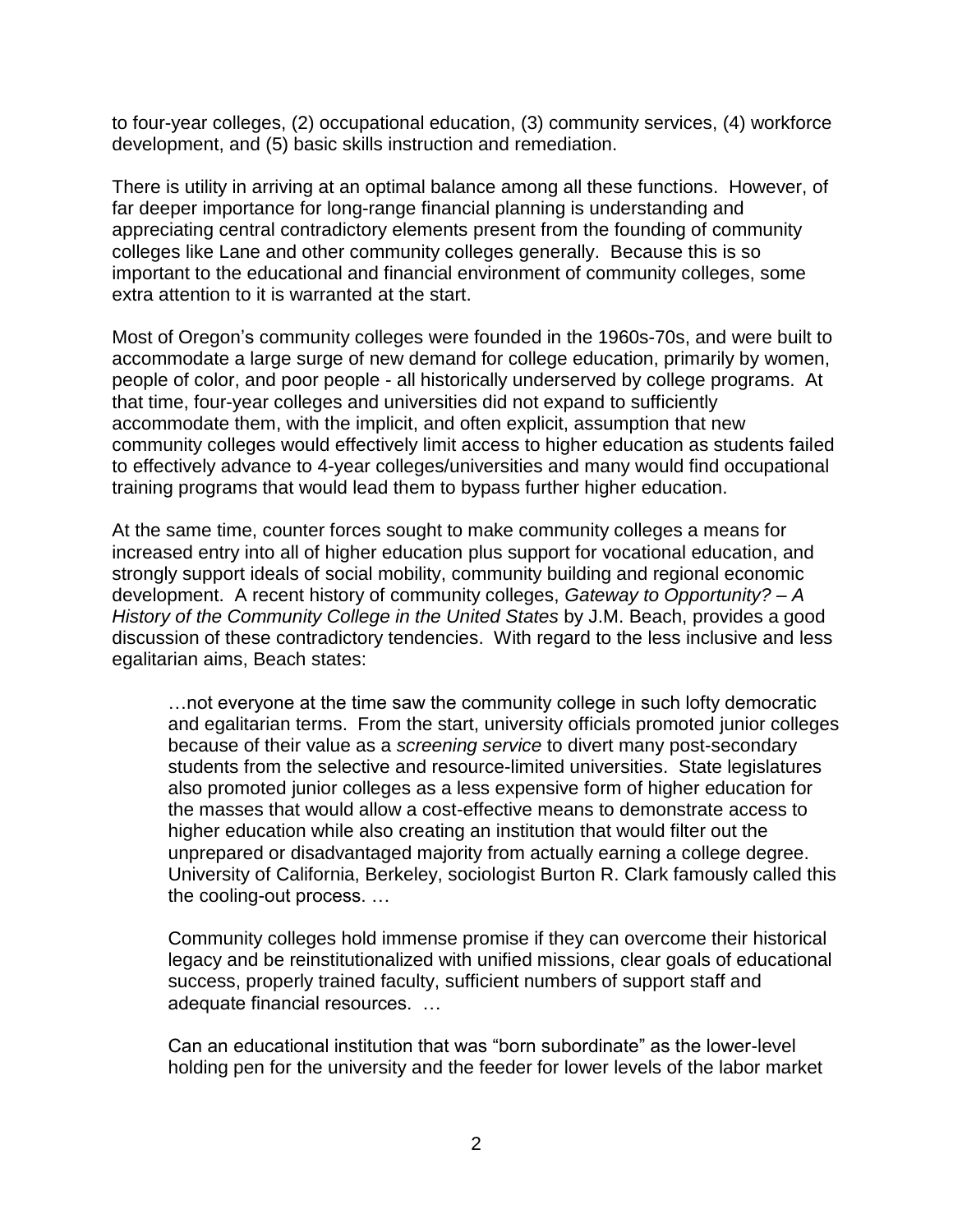to four-year colleges, (2) occupational education, (3) community services, (4) workforce development, and (5) basic skills instruction and remediation.

There is utility in arriving at an optimal balance among all these functions. However, of far deeper importance for long-range financial planning is understanding and appreciating central contradictory elements present from the founding of community colleges like Lane and other community colleges generally. Because this is so important to the educational and financial environment of community colleges, some extra attention to it is warranted at the start.

Most of Oregon's community colleges were founded in the 1960s-70s, and were built to accommodate a large surge of new demand for college education, primarily by women, people of color, and poor people - all historically underserved by college programs. At that time, four-year colleges and universities did not expand to sufficiently accommodate them, with the implicit, and often explicit, assumption that new community colleges would effectively limit access to higher education as students failed to effectively advance to 4-year colleges/universities and many would find occupational training programs that would lead them to bypass further higher education.

At the same time, counter forces sought to make community colleges a means for increased entry into all of higher education plus support for vocational education, and strongly support ideals of social mobility, community building and regional economic development. A recent history of community colleges, *Gateway to Opportunity? – A History of the Community College in the United States* by J.M. Beach, provides a good discussion of these contradictory tendencies. With regard to the less inclusive and less egalitarian aims, Beach states:

> …not everyone at the time saw the community college in such lofty democratic and egalitarian terms. From the start, university officials promoted junior colleges because of their value as a *screening service* to divert many post-secondary students from the selective and resource-limited universities. State legislatures also promoted junior colleges as a less expensive form of higher education for the masses that would allow a cost-effective means to demonstrate access to higher education while also creating an institution that would filter out the unprepared or disadvantaged majority from actually earning a college degree. University of California, Berkeley, sociologist Burton R. Clark famously called this the cooling-out process. …
>
> Community colleges hold immense promise if they can overcome their historical legacy and be reinstitutionalized with unified missions, clear goals of educational success, properly trained faculty, sufficient numbers of support staff and adequate financial resources. …
>
> Can an educational institution that was "born subordinate" as the lower-level holding pen for the university and the feeder for lower levels of the labor market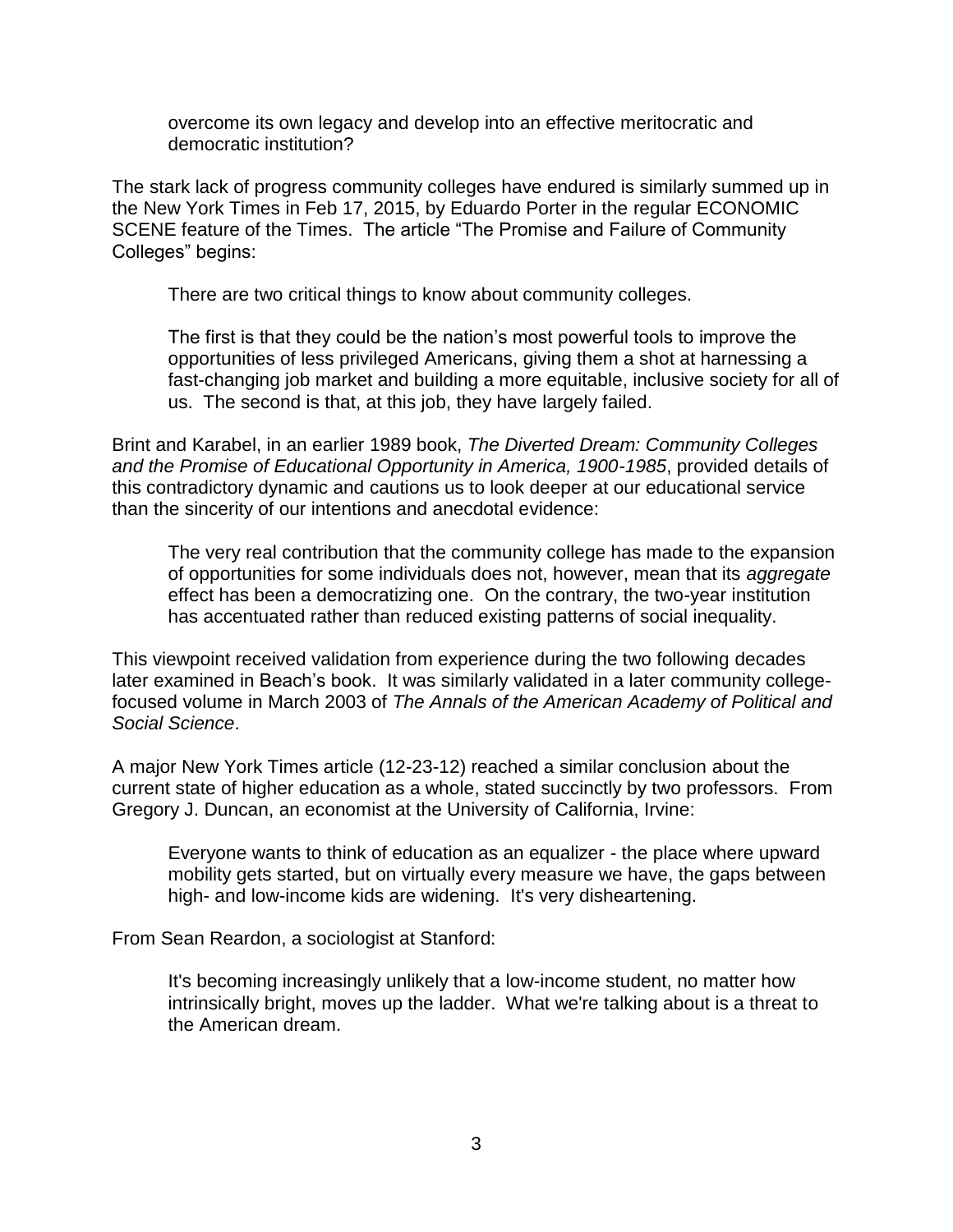> overcome its own legacy and develop into an effective meritocratic and democratic institution?

The stark lack of progress community colleges have endured is similarly summed up in the New York Times in Feb 17, 2015, by Eduardo Porter in the regular ECONOMIC SCENE feature of the Times. The article "The Promise and Failure of Community Colleges" begins:

> There are two critical things to know about community colleges.
>
> The first is that they could be the nation's most powerful tools to improve the opportunities of less privileged Americans, giving them a shot at harnessing a fast-changing job market and building a more equitable, inclusive society for all of us. The second is that, at this job, they have largely failed.

Brint and Karabel, in an earlier 1989 book, *The Diverted Dream: Community Colleges and the Promise of Educational Opportunity in America, 1900-1985*, provided details of this contradictory dynamic and cautions us to look deeper at our educational service than the sincerity of our intentions and anecdotal evidence:

> The very real contribution that the community college has made to the expansion of opportunities for some individuals does not, however, mean that its *aggregate* effect has been a democratizing one. On the contrary, the two-year institution has accentuated rather than reduced existing patterns of social inequality.

This viewpoint received validation from experience during the two following decades later examined in Beach's book. It was similarly validated in a later community college-focused volume in March 2003 of *The Annals of the American Academy of Political and Social Science*.

A major New York Times article (12-23-12) reached a similar conclusion about the current state of higher education as a whole, stated succinctly by two professors. From Gregory J. Duncan, an economist at the University of California, Irvine:

> Everyone wants to think of education as an equalizer - the place where upward mobility gets started, but on virtually every measure we have, the gaps between high- and low-income kids are widening. It's very disheartening.

From Sean Reardon, a sociologist at Stanford:

> It's becoming increasingly unlikely that a low-income student, no matter how intrinsically bright, moves up the ladder. What we're talking about is a threat to the American dream.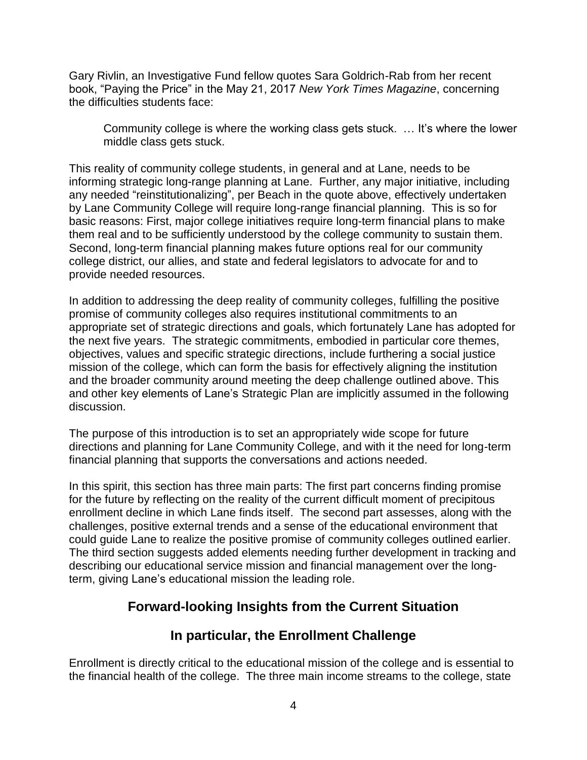Gary Rivlin, an Investigative Fund fellow quotes Sara Goldrich-Rab from her recent book, “Paying the Price” in the May 21, 2017 *New York Times Magazine*, concerning the difficulties students face:

> Community college is where the working class gets stuck. … It’s where the lower middle class gets stuck.

This reality of community college students, in general and at Lane, needs to be informing strategic long-range planning at Lane. Further, any major initiative, including any needed “reinstitutionalizing”, per Beach in the quote above, effectively undertaken by Lane Community College will require long-range financial planning. This is so for basic reasons: First, major college initiatives require long-term financial plans to make them real and to be sufficiently understood by the college community to sustain them. Second, long-term financial planning makes future options real for our community college district, our allies, and state and federal legislators to advocate for and to provide needed resources.

In addition to addressing the deep reality of community colleges, fulfilling the positive promise of community colleges also requires institutional commitments to an appropriate set of strategic directions and goals, which fortunately Lane has adopted for the next five years. The strategic commitments, embodied in particular core themes, objectives, values and specific strategic directions, include furthering a social justice mission of the college, which can form the basis for effectively aligning the institution and the broader community around meeting the deep challenge outlined above. This and other key elements of Lane’s Strategic Plan are implicitly assumed in the following discussion.

The purpose of this introduction is to set an appropriately wide scope for future directions and planning for Lane Community College, and with it the need for long-term financial planning that supports the conversations and actions needed.

In this spirit, this section has three main parts: The first part concerns finding promise for the future by reflecting on the reality of the current difficult moment of precipitous enrollment decline in which Lane finds itself. The second part assesses, along with the challenges, positive external trends and a sense of the educational environment that could guide Lane to realize the positive promise of community colleges outlined earlier. The third section suggests added elements needing further development in tracking and describing our educational service mission and financial management over the long-term, giving Lane’s educational mission the leading role.

## Forward-looking Insights from the Current Situation

## In particular, the Enrollment Challenge

Enrollment is directly critical to the educational mission of the college and is essential to the financial health of the college. The three main income streams to the college, state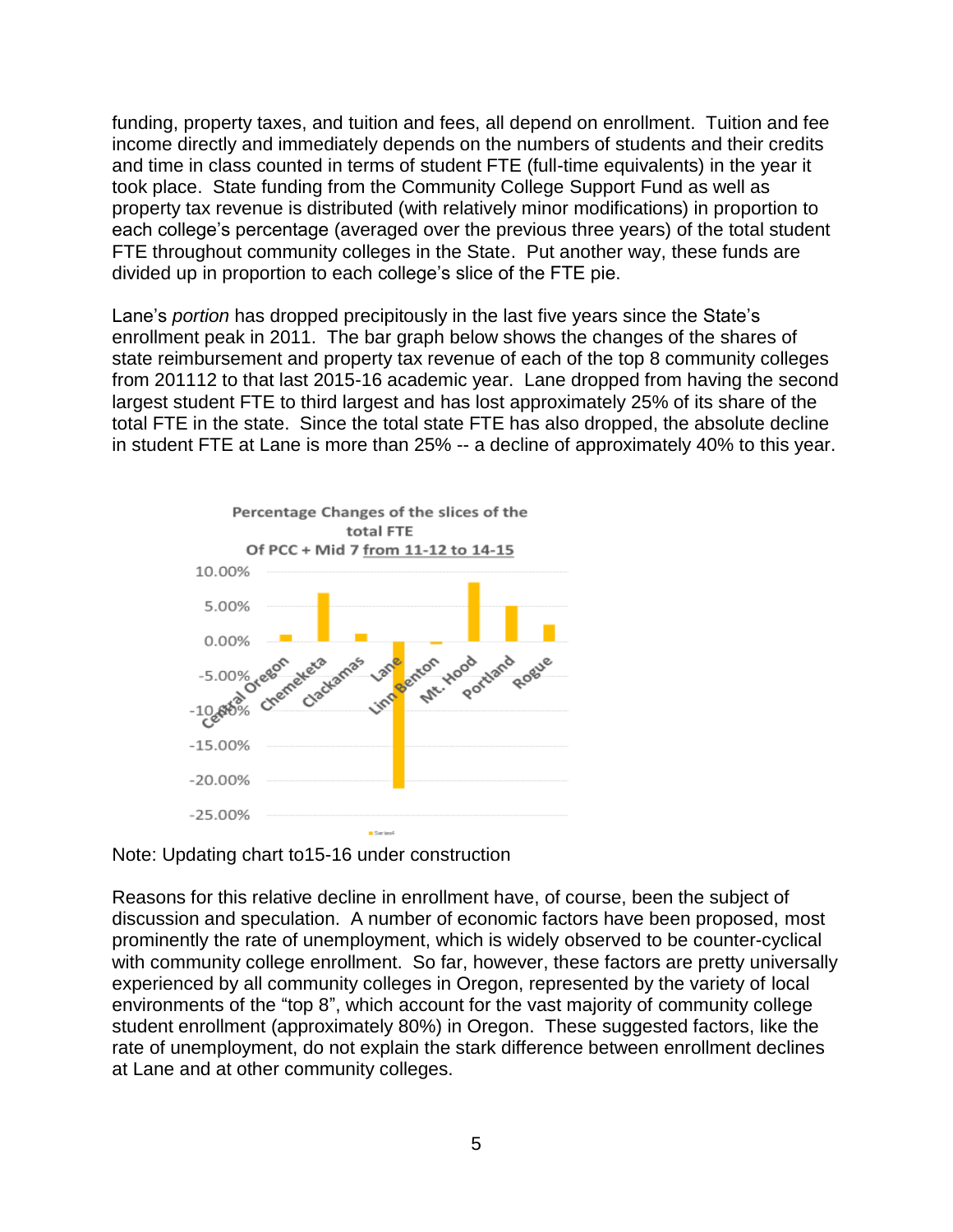funding, property taxes, and tuition and fees, all depend on enrollment. Tuition and fee income directly and immediately depends on the numbers of students and their credits and time in class counted in terms of student FTE (full-time equivalents) in the year it took place. State funding from the Community College Support Fund as well as property tax revenue is distributed (with relatively minor modifications) in proportion to each college's percentage (averaged over the previous three years) of the total student FTE throughout community colleges in the State. Put another way, these funds are divided up in proportion to each college's slice of the FTE pie.

Lane's *portion* has dropped precipitously in the last five years since the State's enrollment peak in 2011. The bar graph below shows the changes of the shares of state reimbursement and property tax revenue of each of the top 8 community colleges from 201112 to that last 2015-16 academic year. Lane dropped from having the second largest student FTE to third largest and has lost approximately 25% of its share of the total FTE in the state. Since the total state FTE has also dropped, the absolute decline in student FTE at Lane is more than 25% -- a decline of approximately 40% to this year.

**Percentage Changes of the slices of the total FTE Of PCC + Mid 7 from 11-12 to 14-15**

Note: Updating chart to15-16 under construction

Reasons for this relative decline in enrollment have, of course, been the subject of discussion and speculation. A number of economic factors have been proposed, most prominently the rate of unemployment, which is widely observed to be counter-cyclical with community college enrollment. So far, however, these factors are pretty universally experienced by all community colleges in Oregon, represented by the variety of local environments of the "top 8", which account for the vast majority of community college student enrollment (approximately 80%) in Oregon. These suggested factors, like the rate of unemployment, do not explain the stark difference between enrollment declines at Lane and at other community colleges.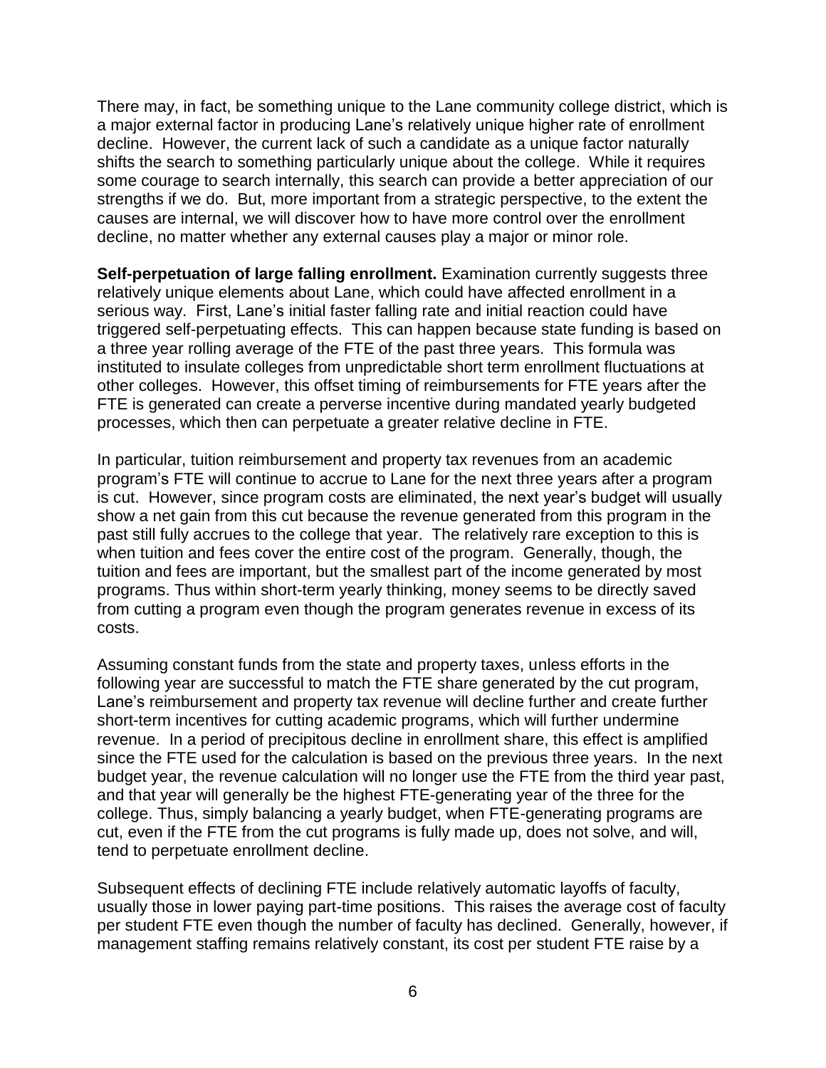There may, in fact, be something unique to the Lane community college district, which is a major external factor in producing Lane's relatively unique higher rate of enrollment decline. However, the current lack of such a candidate as a unique factor naturally shifts the search to something particularly unique about the college. While it requires some courage to search internally, this search can provide a better appreciation of our strengths if we do. But, more important from a strategic perspective, to the extent the causes are internal, we will discover how to have more control over the enrollment decline, no matter whether any external causes play a major or minor role.

**Self-perpetuation of large falling enrollment.** Examination currently suggests three relatively unique elements about Lane, which could have affected enrollment in a serious way. First, Lane's initial faster falling rate and initial reaction could have triggered self-perpetuating effects. This can happen because state funding is based on a three year rolling average of the FTE of the past three years. This formula was instituted to insulate colleges from unpredictable short term enrollment fluctuations at other colleges. However, this offset timing of reimbursements for FTE years after the FTE is generated can create a perverse incentive during mandated yearly budgeted processes, which then can perpetuate a greater relative decline in FTE.

In particular, tuition reimbursement and property tax revenues from an academic program's FTE will continue to accrue to Lane for the next three years after a program is cut. However, since program costs are eliminated, the next year's budget will usually show a net gain from this cut because the revenue generated from this program in the past still fully accrues to the college that year. The relatively rare exception to this is when tuition and fees cover the entire cost of the program. Generally, though, the tuition and fees are important, but the smallest part of the income generated by most programs. Thus within short-term yearly thinking, money seems to be directly saved from cutting a program even though the program generates revenue in excess of its costs.

Assuming constant funds from the state and property taxes, unless efforts in the following year are successful to match the FTE share generated by the cut program, Lane's reimbursement and property tax revenue will decline further and create further short-term incentives for cutting academic programs, which will further undermine revenue. In a period of precipitous decline in enrollment share, this effect is amplified since the FTE used for the calculation is based on the previous three years. In the next budget year, the revenue calculation will no longer use the FTE from the third year past, and that year will generally be the highest FTE-generating year of the three for the college. Thus, simply balancing a yearly budget, when FTE-generating programs are cut, even if the FTE from the cut programs is fully made up, does not solve, and will, tend to perpetuate enrollment decline.

Subsequent effects of declining FTE include relatively automatic layoffs of faculty, usually those in lower paying part-time positions. This raises the average cost of faculty per student FTE even though the number of faculty has declined. Generally, however, if management staffing remains relatively constant, its cost per student FTE raise by a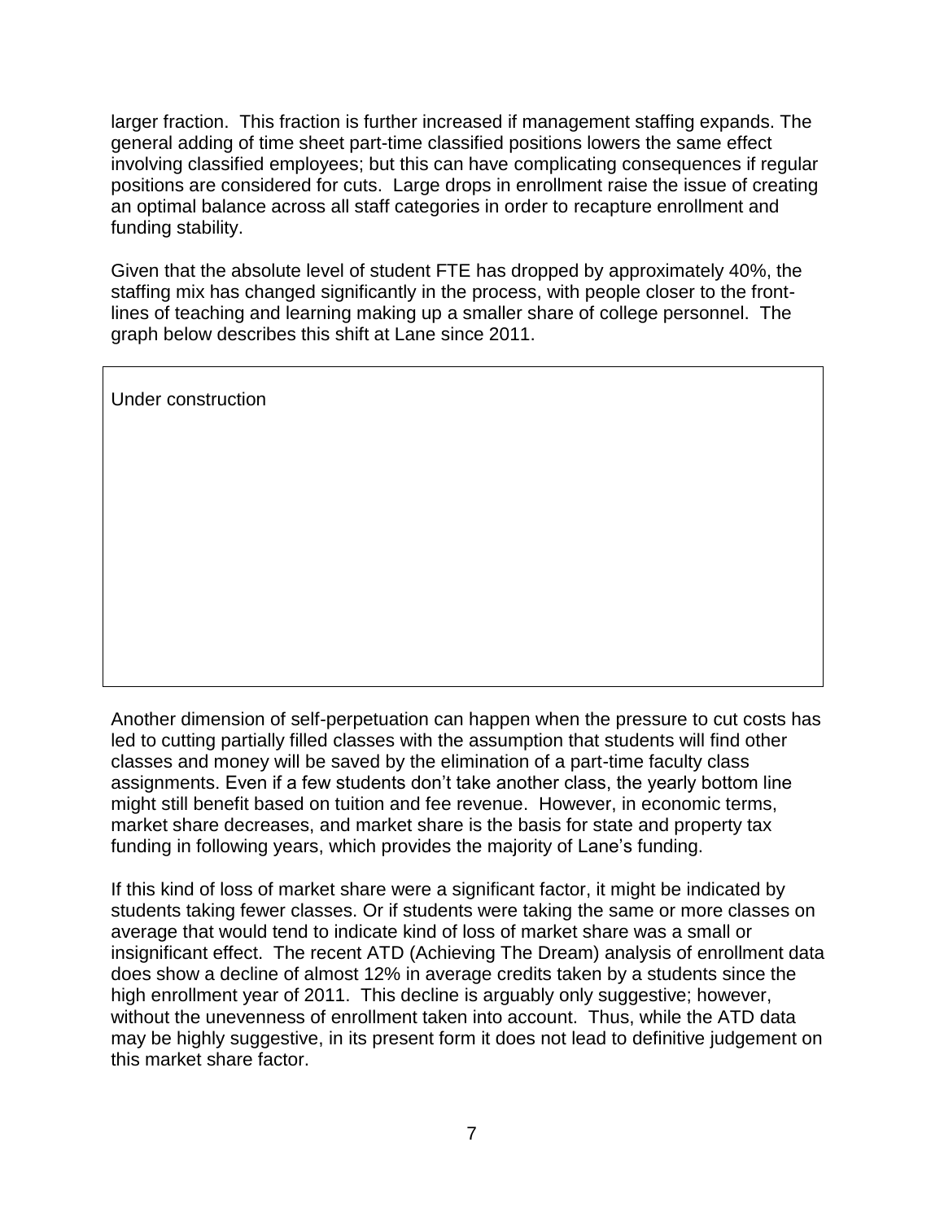larger fraction. This fraction is further increased if management staffing expands. The general adding of time sheet part-time classified positions lowers the same effect involving classified employees; but this can have complicating consequences if regular positions are considered for cuts. Large drops in enrollment raise the issue of creating an optimal balance across all staff categories in order to recapture enrollment and funding stability.

Given that the absolute level of student FTE has dropped by approximately 40%, the staffing mix has changed significantly in the process, with people closer to the front-lines of teaching and learning making up a smaller share of college personnel. The graph below describes this shift at Lane since 2011.

Under construction

Another dimension of self-perpetuation can happen when the pressure to cut costs has led to cutting partially filled classes with the assumption that students will find other classes and money will be saved by the elimination of a part-time faculty class assignments. Even if a few students don't take another class, the yearly bottom line might still benefit based on tuition and fee revenue. However, in economic terms, market share decreases, and market share is the basis for state and property tax funding in following years, which provides the majority of Lane's funding.

If this kind of loss of market share were a significant factor, it might be indicated by students taking fewer classes. Or if students were taking the same or more classes on average that would tend to indicate kind of loss of market share was a small or insignificant effect. The recent ATD (Achieving The Dream) analysis of enrollment data does show a decline of almost 12% in average credits taken by a students since the high enrollment year of 2011. This decline is arguably only suggestive; however, without the unevenness of enrollment taken into account. Thus, while the ATD data may be highly suggestive, in its present form it does not lead to definitive judgement on this market share factor.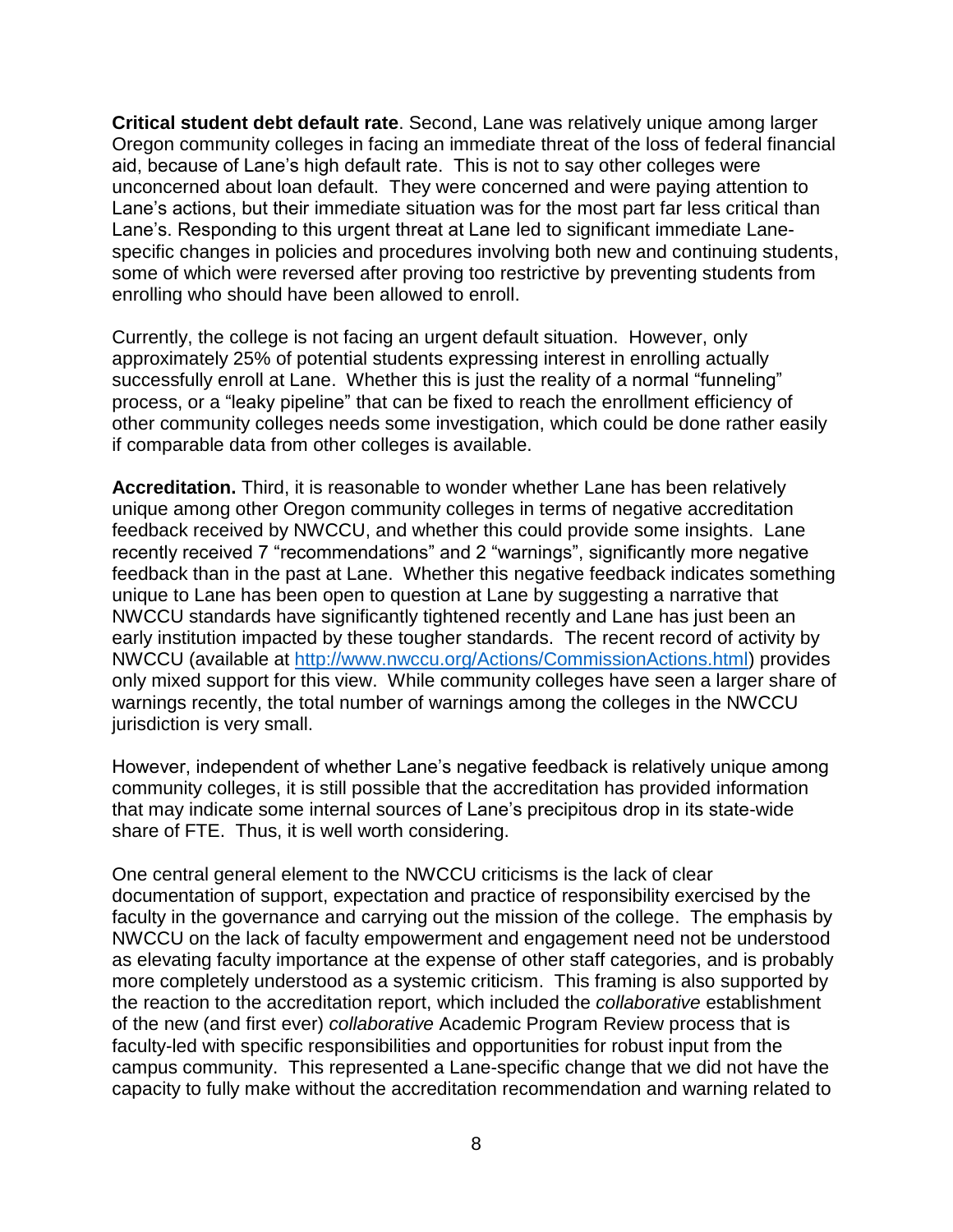**Critical student debt default rate**. Second, Lane was relatively unique among larger Oregon community colleges in facing an immediate threat of the loss of federal financial aid, because of Lane's high default rate. This is not to say other colleges were unconcerned about loan default. They were concerned and were paying attention to Lane's actions, but their immediate situation was for the most part far less critical than Lane's. Responding to this urgent threat at Lane led to significant immediate Lane-specific changes in policies and procedures involving both new and continuing students, some of which were reversed after proving too restrictive by preventing students from enrolling who should have been allowed to enroll.

Currently, the college is not facing an urgent default situation. However, only approximately 25% of potential students expressing interest in enrolling actually successfully enroll at Lane. Whether this is just the reality of a normal "funneling" process, or a "leaky pipeline" that can be fixed to reach the enrollment efficiency of other community colleges needs some investigation, which could be done rather easily if comparable data from other colleges is available.

**Accreditation.** Third, it is reasonable to wonder whether Lane has been relatively unique among other Oregon community colleges in terms of negative accreditation feedback received by NWCCU, and whether this could provide some insights. Lane recently received 7 "recommendations" and 2 "warnings", significantly more negative feedback than in the past at Lane. Whether this negative feedback indicates something unique to Lane has been open to question at Lane by suggesting a narrative that NWCCU standards have significantly tightened recently and Lane has just been an early institution impacted by these tougher standards. The recent record of activity by NWCCU (available at [http://www.nwccu.org/Actions/CommissionActions.html](http://www.nwccu.org/Actions/CommissionActions.html)) provides only mixed support for this view. While community colleges have seen a larger share of warnings recently, the total number of warnings among the colleges in the NWCCU jurisdiction is very small.

However, independent of whether Lane's negative feedback is relatively unique among community colleges, it is still possible that the accreditation has provided information that may indicate some internal sources of Lane's precipitous drop in its state-wide share of FTE. Thus, it is well worth considering.

One central general element to the NWCCU criticisms is the lack of clear documentation of support, expectation and practice of responsibility exercised by the faculty in the governance and carrying out the mission of the college. The emphasis by NWCCU on the lack of faculty empowerment and engagement need not be understood as elevating faculty importance at the expense of other staff categories, and is probably more completely understood as a systemic criticism. This framing is also supported by the reaction to the accreditation report, which included the *collaborative* establishment of the new (and first ever) *collaborative* Academic Program Review process that is faculty-led with specific responsibilities and opportunities for robust input from the campus community. This represented a Lane-specific change that we did not have the capacity to fully make without the accreditation recommendation and warning related to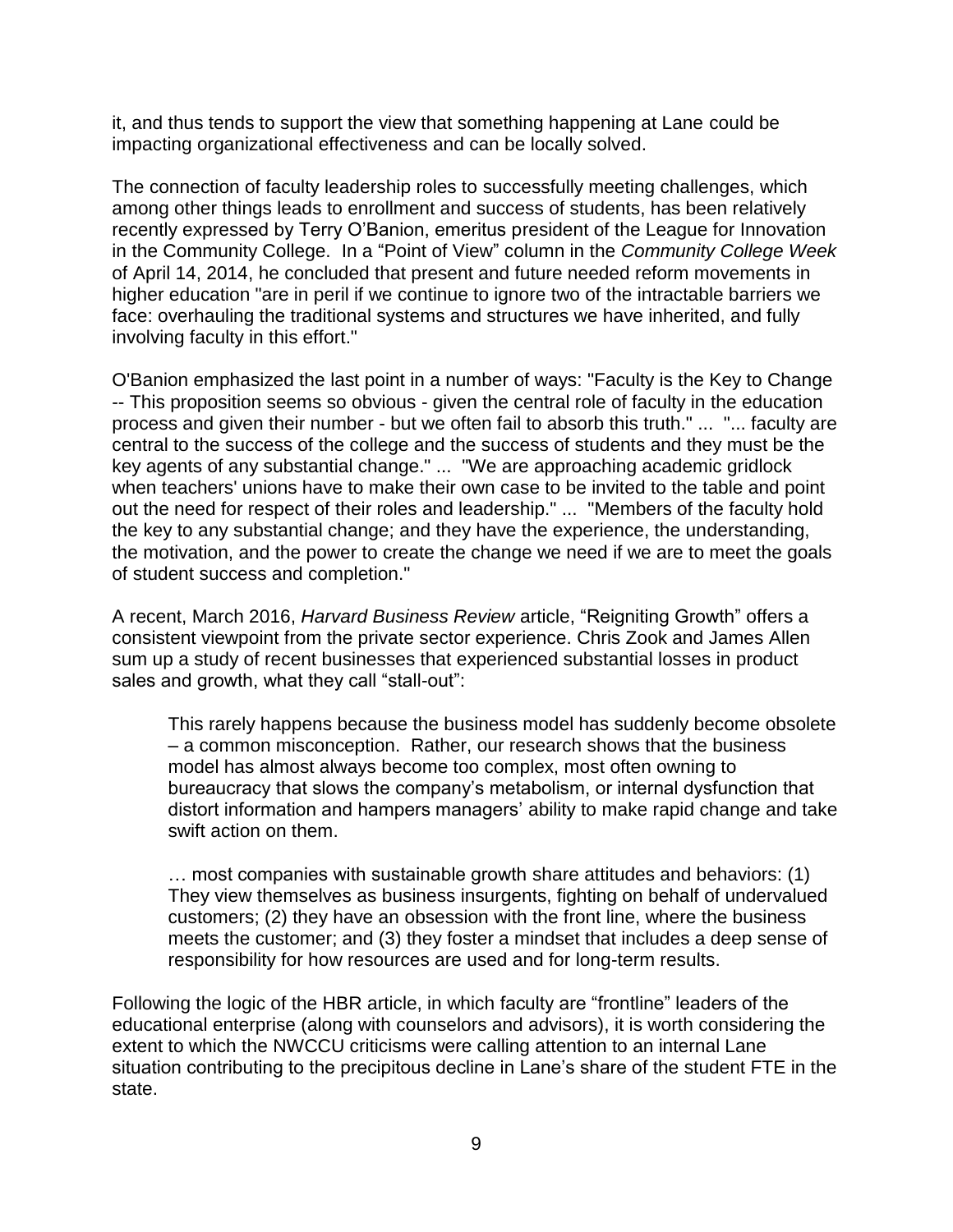it, and thus tends to support the view that something happening at Lane could be impacting organizational effectiveness and can be locally solved.

The connection of faculty leadership roles to successfully meeting challenges, which among other things leads to enrollment and success of students, has been relatively recently expressed by Terry O'Banion, emeritus president of the League for Innovation in the Community College. In a "Point of View" column in the *Community College Week* of April 14, 2014, he concluded that present and future needed reform movements in higher education "are in peril if we continue to ignore two of the intractable barriers we face: overhauling the traditional systems and structures we have inherited, and fully involving faculty in this effort."

O'Banion emphasized the last point in a number of ways: "Faculty is the Key to Change -- This proposition seems so obvious - given the central role of faculty in the education process and given their number - but we often fail to absorb this truth." ... "... faculty are central to the success of the college and the success of students and they must be the key agents of any substantial change." ... "We are approaching academic gridlock when teachers' unions have to make their own case to be invited to the table and point out the need for respect of their roles and leadership." ... "Members of the faculty hold the key to any substantial change; and they have the experience, the understanding, the motivation, and the power to create the change we need if we are to meet the goals of student success and completion."

A recent, March 2016, *Harvard Business Review* article, "Reigniting Growth" offers a consistent viewpoint from the private sector experience. Chris Zook and James Allen sum up a study of recent businesses that experienced substantial losses in product sales and growth, what they call "stall-out":

> This rarely happens because the business model has suddenly become obsolete – a common misconception. Rather, our research shows that the business model has almost always become too complex, most often owning to bureaucracy that slows the company's metabolism, or internal dysfunction that distort information and hampers managers' ability to make rapid change and take swift action on them.
>
> … most companies with sustainable growth share attitudes and behaviors: (1) They view themselves as business insurgents, fighting on behalf of undervalued customers; (2) they have an obsession with the front line, where the business meets the customer; and (3) they foster a mindset that includes a deep sense of responsibility for how resources are used and for long-term results.

Following the logic of the HBR article, in which faculty are "frontline" leaders of the educational enterprise (along with counselors and advisors), it is worth considering the extent to which the NWCCU criticisms were calling attention to an internal Lane situation contributing to the precipitous decline in Lane's share of the student FTE in the state.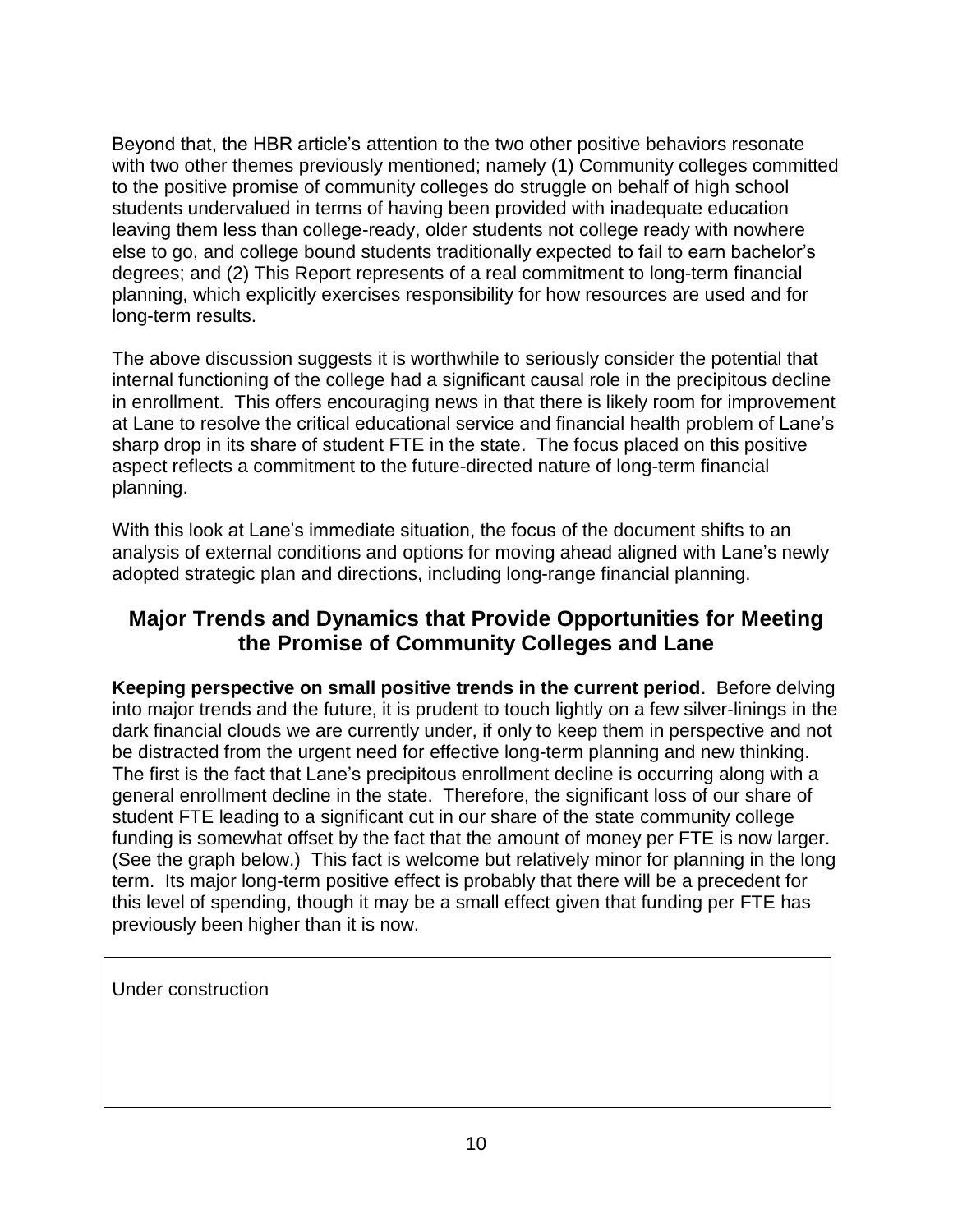Beyond that, the HBR article's attention to the two other positive behaviors resonate with two other themes previously mentioned; namely (1) Community colleges committed to the positive promise of community colleges do struggle on behalf of high school students undervalued in terms of having been provided with inadequate education leaving them less than college-ready, older students not college ready with nowhere else to go, and college bound students traditionally expected to fail to earn bachelor's degrees; and (2) This Report represents of a real commitment to long-term financial planning, which explicitly exercises responsibility for how resources are used and for long-term results.

The above discussion suggests it is worthwhile to seriously consider the potential that internal functioning of the college had a significant causal role in the precipitous decline in enrollment. This offers encouraging news in that there is likely room for improvement at Lane to resolve the critical educational service and financial health problem of Lane's sharp drop in its share of student FTE in the state. The focus placed on this positive aspect reflects a commitment to the future-directed nature of long-term financial planning.

With this look at Lane's immediate situation, the focus of the document shifts to an analysis of external conditions and options for moving ahead aligned with Lane's newly adopted strategic plan and directions, including long-range financial planning.

## Major Trends and Dynamics that Provide Opportunities for Meeting the Promise of Community Colleges and Lane

**Keeping perspective on small positive trends in the current period.** Before delving into major trends and the future, it is prudent to touch lightly on a few silver-linings in the dark financial clouds we are currently under, if only to keep them in perspective and not be distracted from the urgent need for effective long-term planning and new thinking. The first is the fact that Lane's precipitous enrollment decline is occurring along with a general enrollment decline in the state. Therefore, the significant loss of our share of student FTE leading to a significant cut in our share of the state community college funding is somewhat offset by the fact that the amount of money per FTE is now larger. (See the graph below.) This fact is welcome but relatively minor for planning in the long term. Its major long-term positive effect is probably that there will be a precedent for this level of spending, though it may be a small effect given that funding per FTE has previously been higher than it is now.

Under construction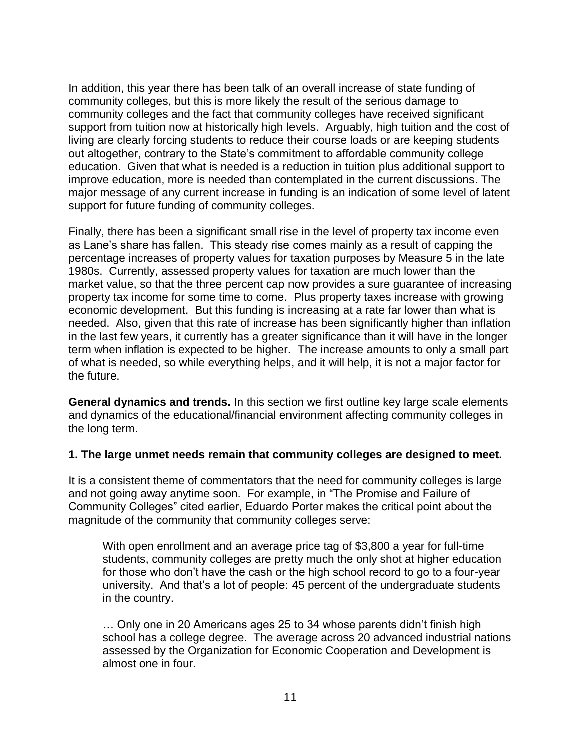In addition, this year there has been talk of an overall increase of state funding of community colleges, but this is more likely the result of the serious damage to community colleges and the fact that community colleges have received significant support from tuition now at historically high levels. Arguably, high tuition and the cost of living are clearly forcing students to reduce their course loads or are keeping students out altogether, contrary to the State's commitment to affordable community college education. Given that what is needed is a reduction in tuition plus additional support to improve education, more is needed than contemplated in the current discussions. The major message of any current increase in funding is an indication of some level of latent support for future funding of community colleges.

Finally, there has been a significant small rise in the level of property tax income even as Lane's share has fallen. This steady rise comes mainly as a result of capping the percentage increases of property values for taxation purposes by Measure 5 in the late 1980s. Currently, assessed property values for taxation are much lower than the market value, so that the three percent cap now provides a sure guarantee of increasing property tax income for some time to come. Plus property taxes increase with growing economic development. But this funding is increasing at a rate far lower than what is needed. Also, given that this rate of increase has been significantly higher than inflation in the last few years, it currently has a greater significance than it will have in the longer term when inflation is expected to be higher. The increase amounts to only a small part of what is needed, so while everything helps, and it will help, it is not a major factor for the future.

**General dynamics and trends.** In this section we first outline key large scale elements and dynamics of the educational/financial environment affecting community colleges in the long term.

**1. The large unmet needs remain that community colleges are designed to meet.**

It is a consistent theme of commentators that the need for community colleges is large and not going away anytime soon. For example, in "The Promise and Failure of Community Colleges" cited earlier, Eduardo Porter makes the critical point about the magnitude of the community that community colleges serve:

> With open enrollment and an average price tag of $3,800 a year for full-time students, community colleges are pretty much the only shot at higher education for those who don't have the cash or the high school record to go to a four-year university. And that's a lot of people: 45 percent of the undergraduate students in the country.
>
> … Only one in 20 Americans ages 25 to 34 whose parents didn't finish high school has a college degree. The average across 20 advanced industrial nations assessed by the Organization for Economic Cooperation and Development is almost one in four.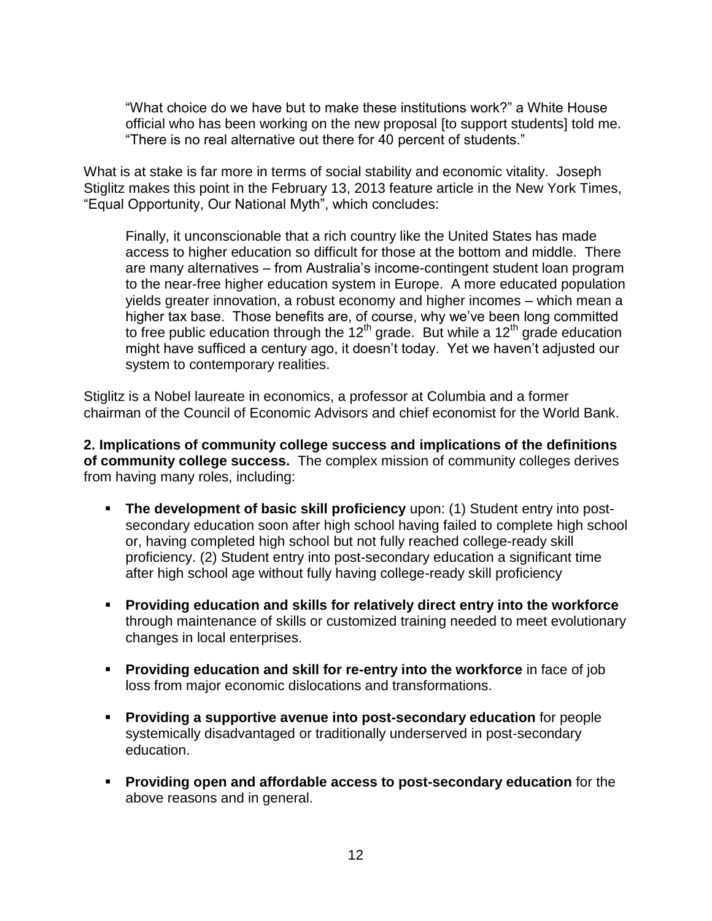> "What choice do we have but to make these institutions work?" a White House official who has been working on the new proposal [to support students] told me. "There is no real alternative out there for 40 percent of students."

What is at stake is far more in terms of social stability and economic vitality. Joseph Stiglitz makes this point in the February 13, 2013 feature article in the New York Times, "Equal Opportunity, Our National Myth", which concludes:

> Finally, it unconscionable that a rich country like the United States has made access to higher education so difficult for those at the bottom and middle. There are many alternatives – from Australia's income-contingent student loan program to the near-free higher education system in Europe. A more educated population yields greater innovation, a robust economy and higher incomes – which mean a higher tax base. Those benefits are, of course, why we've been long committed to free public education through the 12th grade. But while a 12th grade education might have sufficed a century ago, it doesn't today. Yet we haven't adjusted our system to contemporary realities.

Stiglitz is a Nobel laureate in economics, a professor at Columbia and a former chairman of the Council of Economic Advisors and chief economist for the World Bank.

**2. Implications of community college success and implications of the definitions of community college success.** The complex mission of community colleges derives from having many roles, including:

- **The development of basic skill proficiency** upon: (1) Student entry into post-secondary education soon after high school having failed to complete high school or, having completed high school but not fully reached college-ready skill proficiency. (2) Student entry into post-secondary education a significant time after high school age without fully having college-ready skill proficiency
- **Providing education and skills for relatively direct entry into the workforce** through maintenance of skills or customized training needed to meet evolutionary changes in local enterprises.
- **Providing education and skill for re-entry into the workforce** in face of job loss from major economic dislocations and transformations.
- **Providing a supportive avenue into post-secondary education** for people systemically disadvantaged or traditionally underserved in post-secondary education.
- **Providing open and affordable access to post-secondary education** for the above reasons and in general.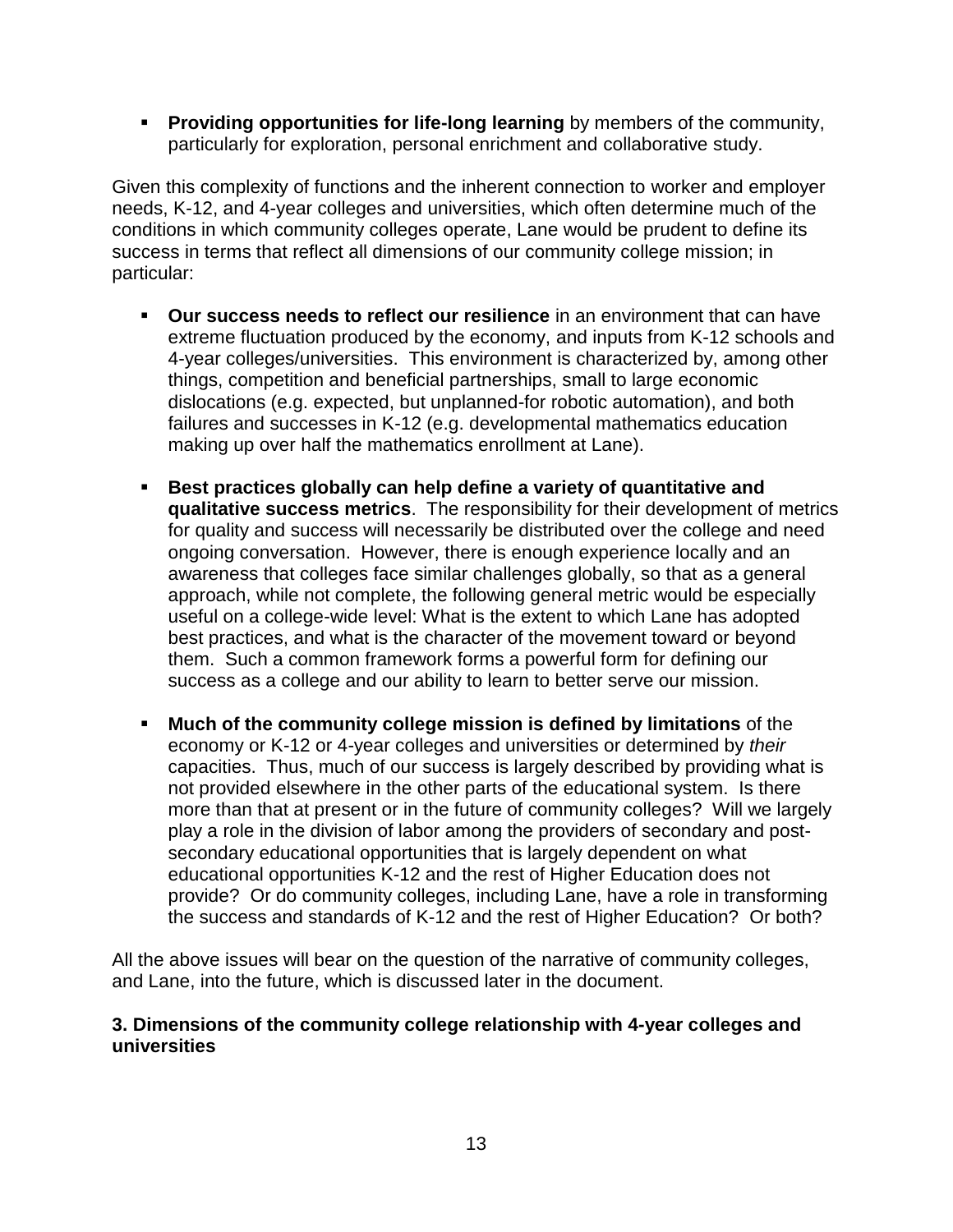- **Providing opportunities for life-long learning** by members of the community, particularly for exploration, personal enrichment and collaborative study.

Given this complexity of functions and the inherent connection to worker and employer needs, K-12, and 4-year colleges and universities, which often determine much of the conditions in which community colleges operate, Lane would be prudent to define its success in terms that reflect all dimensions of our community college mission; in particular:

- **Our success needs to reflect our resilience** in an environment that can have extreme fluctuation produced by the economy, and inputs from K-12 schools and 4-year colleges/universities. This environment is characterized by, among other things, competition and beneficial partnerships, small to large economic dislocations (e.g. expected, but unplanned-for robotic automation), and both failures and successes in K-12 (e.g. developmental mathematics education making up over half the mathematics enrollment at Lane).

- **Best practices globally can help define a variety of quantitative and qualitative success metrics**. The responsibility for their development of metrics for quality and success will necessarily be distributed over the college and need ongoing conversation. However, there is enough experience locally and an awareness that colleges face similar challenges globally, so that as a general approach, while not complete, the following general metric would be especially useful on a college-wide level: What is the extent to which Lane has adopted best practices, and what is the character of the movement toward or beyond them. Such a common framework forms a powerful form for defining our success as a college and our ability to learn to better serve our mission.

- **Much of the community college mission is defined by limitations** of the economy or K-12 or 4-year colleges and universities or determined by *their* capacities. Thus, much of our success is largely described by providing what is not provided elsewhere in the other parts of the educational system. Is there more than that at present or in the future of community colleges? Will we largely play a role in the division of labor among the providers of secondary and post-secondary educational opportunities that is largely dependent on what educational opportunities K-12 and the rest of Higher Education does not provide? Or do community colleges, including Lane, have a role in transforming the success and standards of K-12 and the rest of Higher Education? Or both?

All the above issues will bear on the question of the narrative of community colleges, and Lane, into the future, which is discussed later in the document.

### 3. Dimensions of the community college relationship with 4-year colleges and universities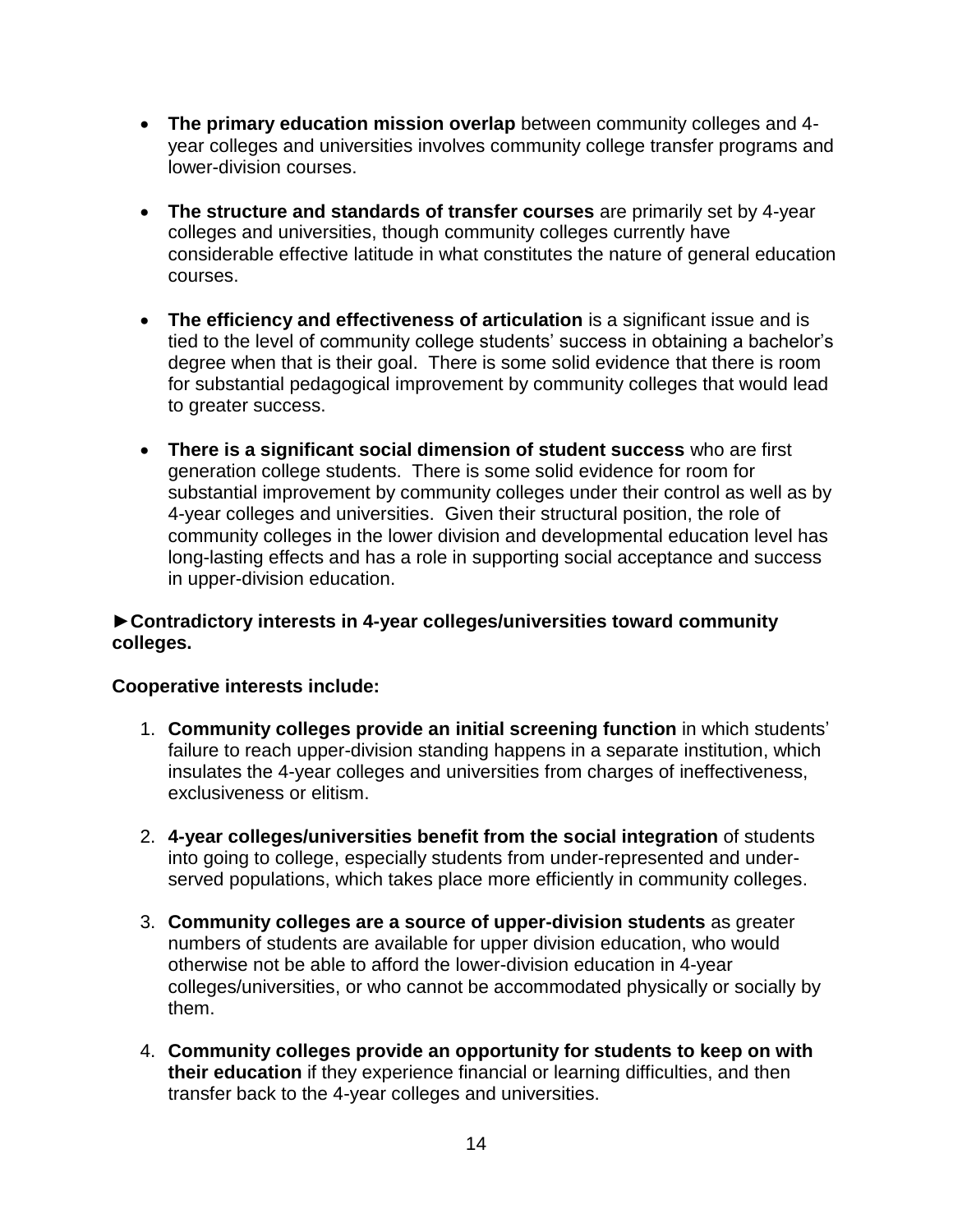- **The primary education mission overlap** between community colleges and 4-year colleges and universities involves community college transfer programs and lower-division courses.

- **The structure and standards of transfer courses** are primarily set by 4-year colleges and universities, though community colleges currently have considerable effective latitude in what constitutes the nature of general education courses.

- **The efficiency and effectiveness of articulation** is a significant issue and is tied to the level of community college students' success in obtaining a bachelor's degree when that is their goal. There is some solid evidence that there is room for substantial pedagogical improvement by community colleges that would lead to greater success.

- **There is a significant social dimension of student success** who are first generation college students. There is some solid evidence for room for substantial improvement by community colleges under their control as well as by 4-year colleges and universities. Given their structural position, the role of community colleges in the lower division and developmental education level has long-lasting effects and has a role in supporting social acceptance and success in upper-division education.

**►Contradictory interests in 4-year colleges/universities toward community colleges.**

**Cooperative interests include:**

1. **Community colleges provide an initial screening function** in which students' failure to reach upper-division standing happens in a separate institution, which insulates the 4-year colleges and universities from charges of ineffectiveness, exclusiveness or elitism.

2. **4-year colleges/universities benefit from the social integration** of students into going to college, especially students from under-represented and under-served populations, which takes place more efficiently in community colleges.

3. **Community colleges are a source of upper-division students** as greater numbers of students are available for upper division education, who would otherwise not be able to afford the lower-division education in 4-year colleges/universities, or who cannot be accommodated physically or socially by them.

4. **Community colleges provide an opportunity for students to keep on with their education** if they experience financial or learning difficulties, and then transfer back to the 4-year colleges and universities.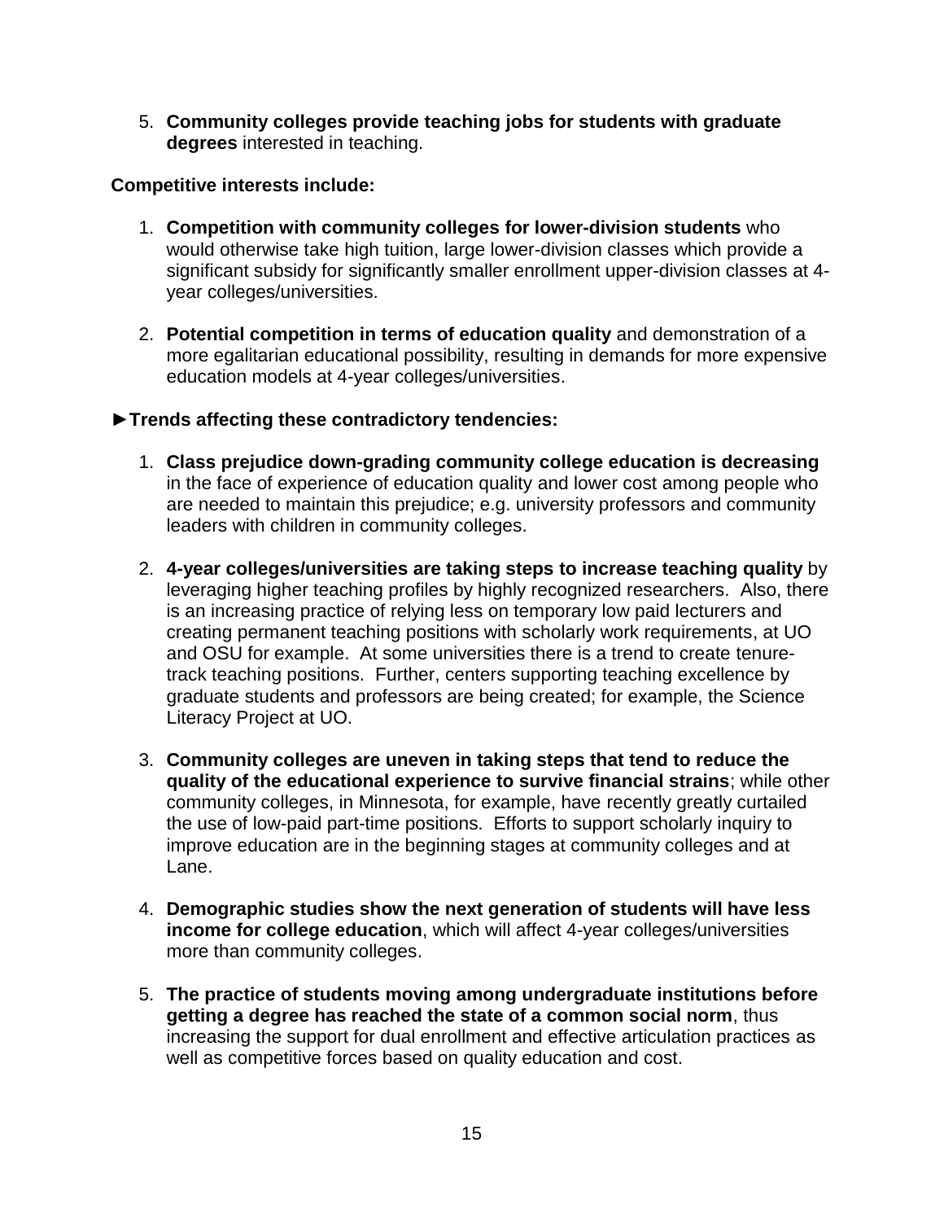5. **Community colleges provide teaching jobs for students with graduate degrees** interested in teaching.

**Competitive interests include:**

1. **Competition with community colleges for lower-division students** who would otherwise take high tuition, large lower-division classes which provide a significant subsidy for significantly smaller enrollment upper-division classes at 4-year colleges/universities.

2. **Potential competition in terms of education quality** and demonstration of a more egalitarian educational possibility, resulting in demands for more expensive education models at 4-year colleges/universities.

**►Trends affecting these contradictory tendencies:**

1. **Class prejudice down-grading community college education is decreasing** in the face of experience of education quality and lower cost among people who are needed to maintain this prejudice; e.g. university professors and community leaders with children in community colleges.

2. **4-year colleges/universities are taking steps to increase teaching quality** by leveraging higher teaching profiles by highly recognized researchers. Also, there is an increasing practice of relying less on temporary low paid lecturers and creating permanent teaching positions with scholarly work requirements, at UO and OSU for example. At some universities there is a trend to create tenure-track teaching positions. Further, centers supporting teaching excellence by graduate students and professors are being created; for example, the Science Literacy Project at UO.

3. **Community colleges are uneven in taking steps that tend to reduce the quality of the educational experience to survive financial strains**; while other community colleges, in Minnesota, for example, have recently greatly curtailed the use of low-paid part-time positions. Efforts to support scholarly inquiry to improve education are in the beginning stages at community colleges and at Lane.

4. **Demographic studies show the next generation of students will have less income for college education**, which will affect 4-year colleges/universities more than community colleges.

5. **The practice of students moving among undergraduate institutions before getting a degree has reached the state of a common social norm**, thus increasing the support for dual enrollment and effective articulation practices as well as competitive forces based on quality education and cost.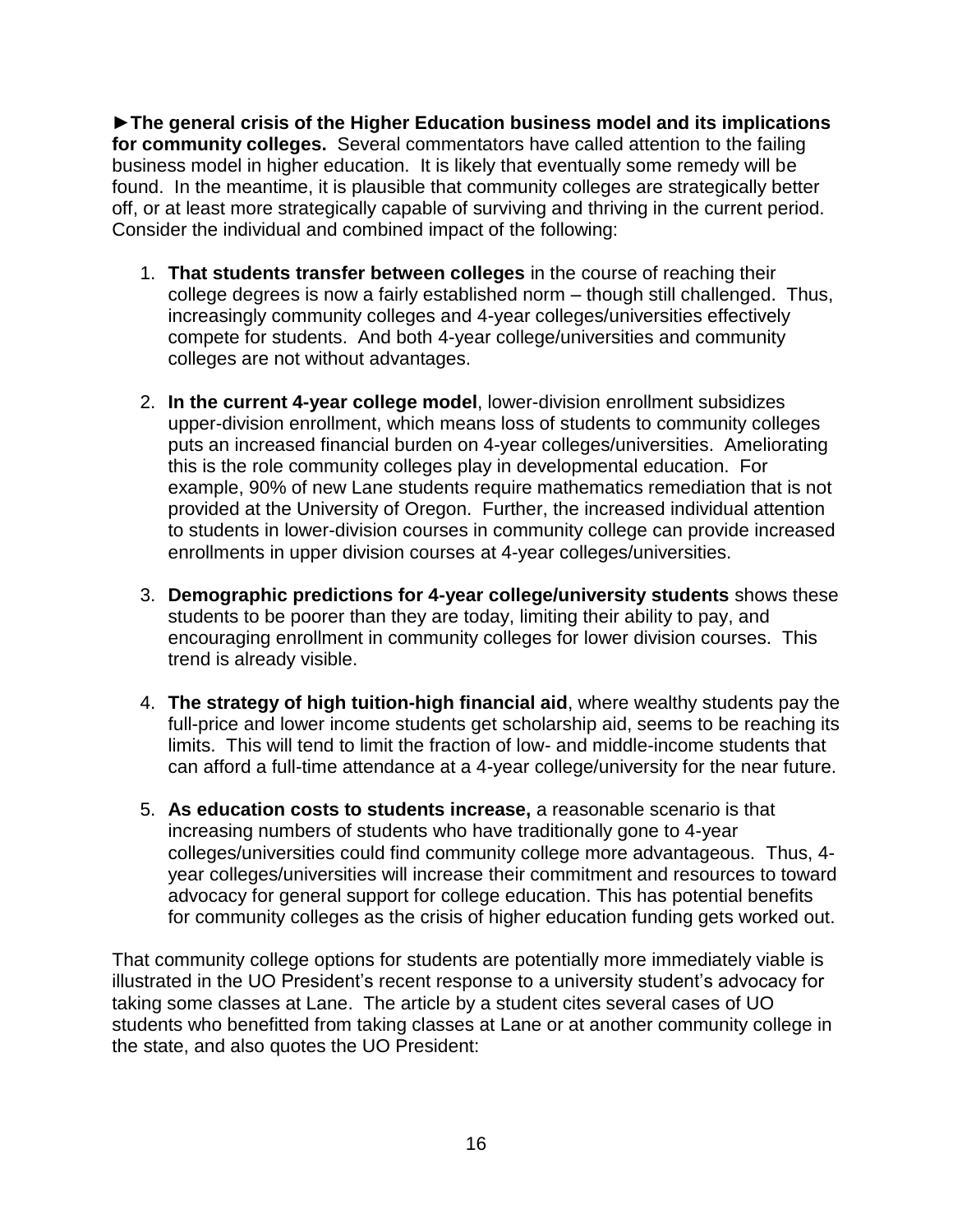**►The general crisis of the Higher Education business model and its implications for community colleges.** Several commentators have called attention to the failing business model in higher education. It is likely that eventually some remedy will be found. In the meantime, it is plausible that community colleges are strategically better off, or at least more strategically capable of surviving and thriving in the current period. Consider the individual and combined impact of the following:

1. **That students transfer between colleges** in the course of reaching their college degrees is now a fairly established norm – though still challenged. Thus, increasingly community colleges and 4-year colleges/universities effectively compete for students. And both 4-year college/universities and community colleges are not without advantages.

2. **In the current 4-year college model**, lower-division enrollment subsidizes upper-division enrollment, which means loss of students to community colleges puts an increased financial burden on 4-year colleges/universities. Ameliorating this is the role community colleges play in developmental education. For example, 90% of new Lane students require mathematics remediation that is not provided at the University of Oregon. Further, the increased individual attention to students in lower-division courses in community college can provide increased enrollments in upper division courses at 4-year colleges/universities.

3. **Demographic predictions for 4-year college/university students** shows these students to be poorer than they are today, limiting their ability to pay, and encouraging enrollment in community colleges for lower division courses. This trend is already visible.

4. **The strategy of high tuition-high financial aid**, where wealthy students pay the full-price and lower income students get scholarship aid, seems to be reaching its limits. This will tend to limit the fraction of low- and middle-income students that can afford a full-time attendance at a 4-year college/university for the near future.

5. **As education costs to students increase,** a reasonable scenario is that increasing numbers of students who have traditionally gone to 4-year colleges/universities could find community college more advantageous. Thus, 4-year colleges/universities will increase their commitment and resources to toward advocacy for general support for college education. This has potential benefits for community colleges as the crisis of higher education funding gets worked out.

That community college options for students are potentially more immediately viable is illustrated in the UO President's recent response to a university student's advocacy for taking some classes at Lane. The article by a student cites several cases of UO students who benefitted from taking classes at Lane or at another community college in the state, and also quotes the UO President: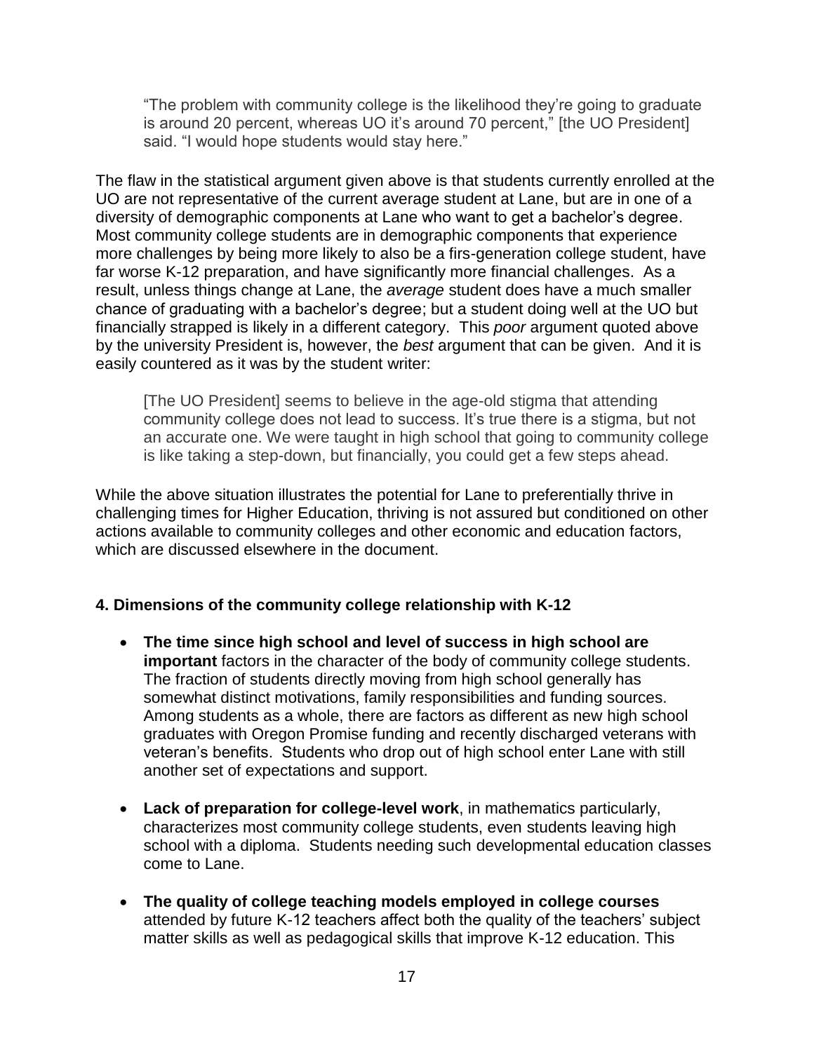> "The problem with community college is the likelihood they're going to graduate is around 20 percent, whereas UO it's around 70 percent," [the UO President] said. "I would hope students would stay here."

The flaw in the statistical argument given above is that students currently enrolled at the UO are not representative of the current average student at Lane, but are in one of a diversity of demographic components at Lane who want to get a bachelor's degree. Most community college students are in demographic components that experience more challenges by being more likely to also be a firs-generation college student, have far worse K-12 preparation, and have significantly more financial challenges. As a result, unless things change at Lane, the *average* student does have a much smaller chance of graduating with a bachelor's degree; but a student doing well at the UO but financially strapped is likely in a different category. This *poor* argument quoted above by the university President is, however, the *best* argument that can be given. And it is easily countered as it was by the student writer:

> [The UO President] seems to believe in the age-old stigma that attending community college does not lead to success. It's true there is a stigma, but not an accurate one. We were taught in high school that going to community college is like taking a step-down, but financially, you could get a few steps ahead.

While the above situation illustrates the potential for Lane to preferentially thrive in challenging times for Higher Education, thriving is not assured but conditioned on other actions available to community colleges and other economic and education factors, which are discussed elsewhere in the document.

### 4. Dimensions of the community college relationship with K-12

- **The time since high school and level of success in high school are important** factors in the character of the body of community college students. The fraction of students directly moving from high school generally has somewhat distinct motivations, family responsibilities and funding sources. Among students as a whole, there are factors as different as new high school graduates with Oregon Promise funding and recently discharged veterans with veteran's benefits. Students who drop out of high school enter Lane with still another set of expectations and support.
- **Lack of preparation for college-level work**, in mathematics particularly, characterizes most community college students, even students leaving high school with a diploma. Students needing such developmental education classes come to Lane.
- **The quality of college teaching models employed in college courses** attended by future K-12 teachers affect both the quality of the teachers' subject matter skills as well as pedagogical skills that improve K-12 education. This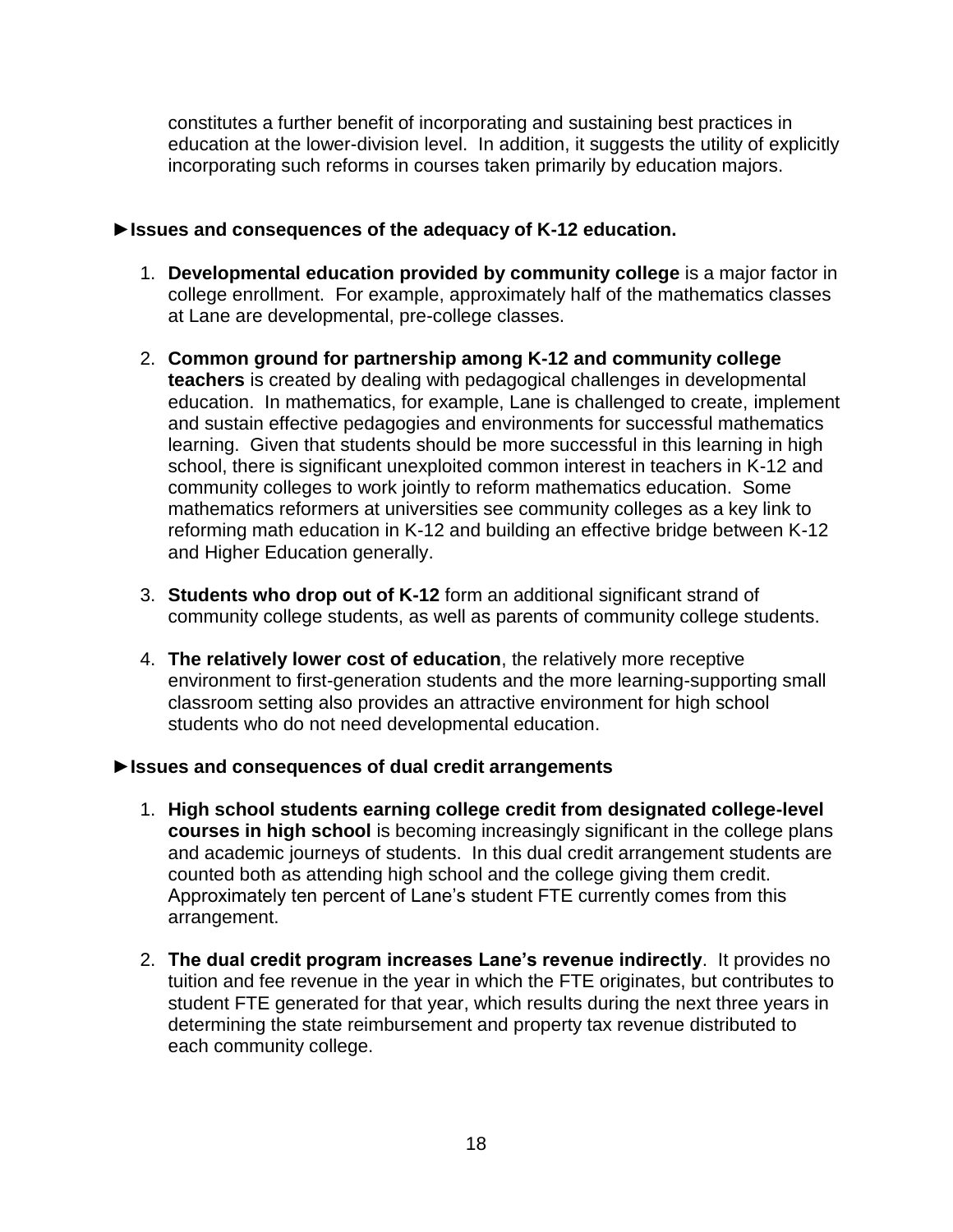constitutes a further benefit of incorporating and sustaining best practices in education at the lower-division level. In addition, it suggests the utility of explicitly incorporating such reforms in courses taken primarily by education majors.

**►Issues and consequences of the adequacy of K-12 education.**

1. **Developmental education provided by community college** is a major factor in college enrollment. For example, approximately half of the mathematics classes at Lane are developmental, pre-college classes.

2. **Common ground for partnership among K-12 and community college teachers** is created by dealing with pedagogical challenges in developmental education. In mathematics, for example, Lane is challenged to create, implement and sustain effective pedagogies and environments for successful mathematics learning. Given that students should be more successful in this learning in high school, there is significant unexploited common interest in teachers in K-12 and community colleges to work jointly to reform mathematics education. Some mathematics reformers at universities see community colleges as a key link to reforming math education in K-12 and building an effective bridge between K-12 and Higher Education generally.

3. **Students who drop out of K-12** form an additional significant strand of community college students, as well as parents of community college students.

4. **The relatively lower cost of education**, the relatively more receptive environment to first-generation students and the more learning-supporting small classroom setting also provides an attractive environment for high school students who do not need developmental education.

**►Issues and consequences of dual credit arrangements**

1. **High school students earning college credit from designated college-level courses in high school** is becoming increasingly significant in the college plans and academic journeys of students. In this dual credit arrangement students are counted both as attending high school and the college giving them credit. Approximately ten percent of Lane's student FTE currently comes from this arrangement.

2. **The dual credit program increases Lane's revenue indirectly**. It provides no tuition and fee revenue in the year in which the FTE originates, but contributes to student FTE generated for that year, which results during the next three years in determining the state reimbursement and property tax revenue distributed to each community college.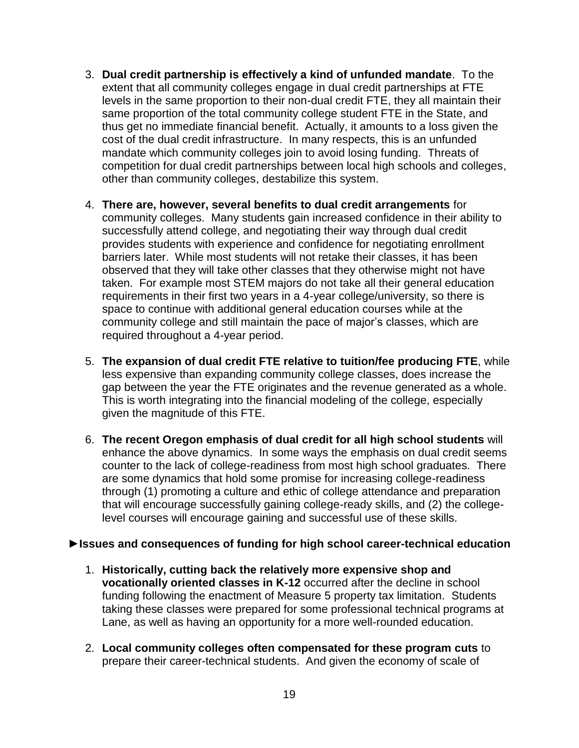3. **Dual credit partnership is effectively a kind of unfunded mandate**. To the extent that all community colleges engage in dual credit partnerships at FTE levels in the same proportion to their non-dual credit FTE, they all maintain their same proportion of the total community college student FTE in the State, and thus get no immediate financial benefit. Actually, it amounts to a loss given the cost of the dual credit infrastructure. In many respects, this is an unfunded mandate which community colleges join to avoid losing funding. Threats of competition for dual credit partnerships between local high schools and colleges, other than community colleges, destabilize this system.

4. **There are, however, several benefits to dual credit arrangements** for community colleges. Many students gain increased confidence in their ability to successfully attend college, and negotiating their way through dual credit provides students with experience and confidence for negotiating enrollment barriers later. While most students will not retake their classes, it has been observed that they will take other classes that they otherwise might not have taken. For example most STEM majors do not take all their general education requirements in their first two years in a 4-year college/university, so there is space to continue with additional general education courses while at the community college and still maintain the pace of major's classes, which are required throughout a 4-year period.

5. **The expansion of dual credit FTE relative to tuition/fee producing FTE**, while less expensive than expanding community college classes, does increase the gap between the year the FTE originates and the revenue generated as a whole. This is worth integrating into the financial modeling of the college, especially given the magnitude of this FTE.

6. **The recent Oregon emphasis of dual credit for all high school students** will enhance the above dynamics. In some ways the emphasis on dual credit seems counter to the lack of college-readiness from most high school graduates. There are some dynamics that hold some promise for increasing college-readiness through (1) promoting a culture and ethic of college attendance and preparation that will encourage successfully gaining college-ready skills, and (2) the college-level courses will encourage gaining and successful use of these skills.

**►Issues and consequences of funding for high school career-technical education**

1. **Historically, cutting back the relatively more expensive shop and vocationally oriented classes in K-12** occurred after the decline in school funding following the enactment of Measure 5 property tax limitation. Students taking these classes were prepared for some professional technical programs at Lane, as well as having an opportunity for a more well-rounded education.

2. **Local community colleges often compensated for these program cuts** to prepare their career-technical students. And given the economy of scale of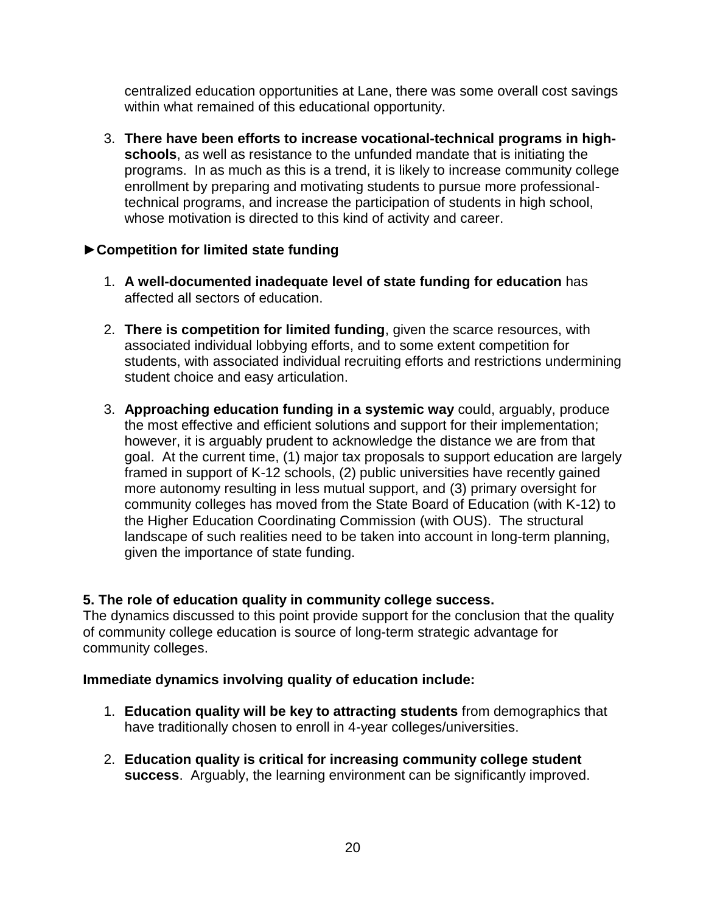centralized education opportunities at Lane, there was some overall cost savings within what remained of this educational opportunity.

3. **There have been efforts to increase vocational-technical programs in high-schools**, as well as resistance to the unfunded mandate that is initiating the programs. In as much as this is a trend, it is likely to increase community college enrollment by preparing and motivating students to pursue more professional-technical programs, and increase the participation of students in high school, whose motivation is directed to this kind of activity and career.

**►Competition for limited state funding**

1. **A well-documented inadequate level of state funding for education** has affected all sectors of education.

2. **There is competition for limited funding**, given the scarce resources, with associated individual lobbying efforts, and to some extent competition for students, with associated individual recruiting efforts and restrictions undermining student choice and easy articulation.

3. **Approaching education funding in a systemic way** could, arguably, produce the most effective and efficient solutions and support for their implementation; however, it is arguably prudent to acknowledge the distance we are from that goal. At the current time, (1) major tax proposals to support education are largely framed in support of K-12 schools, (2) public universities have recently gained more autonomy resulting in less mutual support, and (3) primary oversight for community colleges has moved from the State Board of Education (with K-12) to the Higher Education Coordinating Commission (with OUS). The structural landscape of such realities need to be taken into account in long-term planning, given the importance of state funding.

**5. The role of education quality in community college success.**

The dynamics discussed to this point provide support for the conclusion that the quality of community college education is source of long-term strategic advantage for community colleges.

**Immediate dynamics involving quality of education include:**

1. **Education quality will be key to attracting students** from demographics that have traditionally chosen to enroll in 4-year colleges/universities.

2. **Education quality is critical for increasing community college student success**. Arguably, the learning environment can be significantly improved.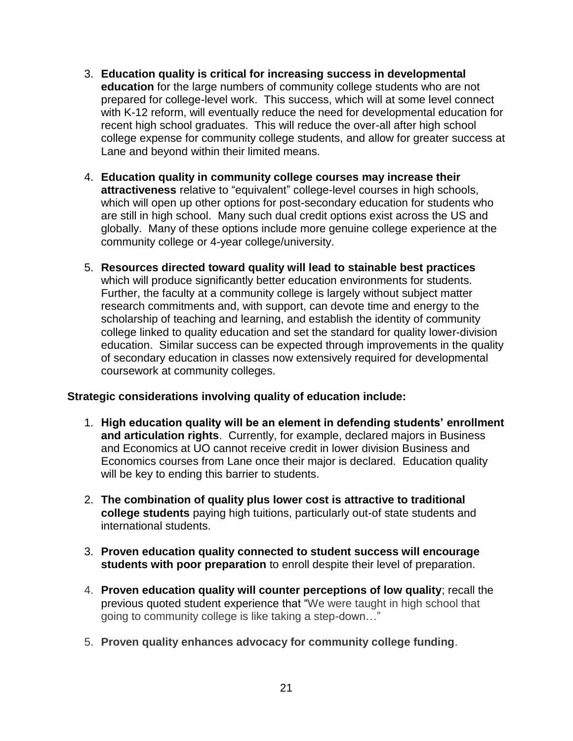3. **Education quality is critical for increasing success in developmental education** for the large numbers of community college students who are not prepared for college-level work. This success, which will at some level connect with K-12 reform, will eventually reduce the need for developmental education for recent high school graduates. This will reduce the over-all after high school college expense for community college students, and allow for greater success at Lane and beyond within their limited means.

4. **Education quality in community college courses may increase their attractiveness** relative to "equivalent" college-level courses in high schools, which will open up other options for post-secondary education for students who are still in high school. Many such dual credit options exist across the US and globally. Many of these options include more genuine college experience at the community college or 4-year college/university.

5. **Resources directed toward quality will lead to stainable best practices** which will produce significantly better education environments for students. Further, the faculty at a community college is largely without subject matter research commitments and, with support, can devote time and energy to the scholarship of teaching and learning, and establish the identity of community college linked to quality education and set the standard for quality lower-division education. Similar success can be expected through improvements in the quality of secondary education in classes now extensively required for developmental coursework at community colleges.

**Strategic considerations involving quality of education include:**

1. **High education quality will be an element in defending students' enrollment and articulation rights**. Currently, for example, declared majors in Business and Economics at UO cannot receive credit in lower division Business and Economics courses from Lane once their major is declared. Education quality will be key to ending this barrier to students.

2. **The combination of quality plus lower cost is attractive to traditional college students** paying high tuitions, particularly out-of state students and international students.

3. **Proven education quality connected to student success will encourage students with poor preparation** to enroll despite their level of preparation.

4. **Proven education quality will counter perceptions of low quality**; recall the previous quoted student experience that "We were taught in high school that going to community college is like taking a step-down…"

5. **Proven quality enhances advocacy for community college funding**.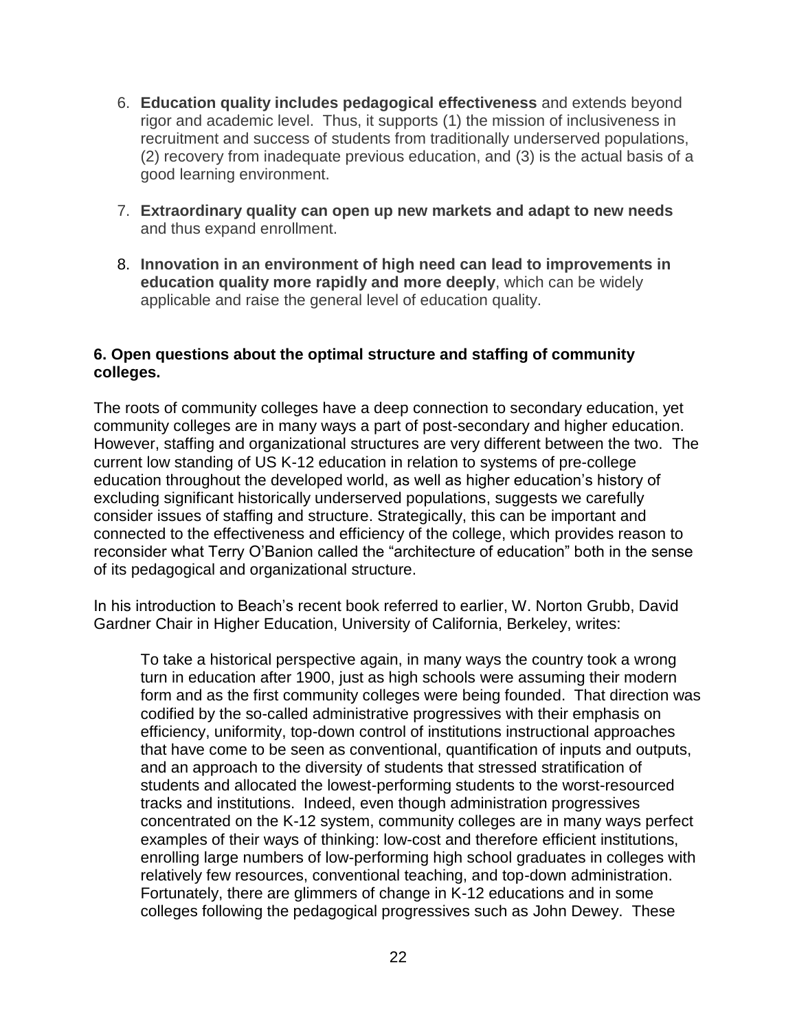6. **Education quality includes pedagogical effectiveness** and extends beyond rigor and academic level. Thus, it supports (1) the mission of inclusiveness in recruitment and success of students from traditionally underserved populations, (2) recovery from inadequate previous education, and (3) is the actual basis of a good learning environment.

7. **Extraordinary quality can open up new markets and adapt to new needs** and thus expand enrollment.

8. **Innovation in an environment of high need can lead to improvements in education quality more rapidly and more deeply**, which can be widely applicable and raise the general level of education quality.

### 6. Open questions about the optimal structure and staffing of community colleges.

The roots of community colleges have a deep connection to secondary education, yet community colleges are in many ways a part of post-secondary and higher education. However, staffing and organizational structures are very different between the two. The current low standing of US K-12 education in relation to systems of pre-college education throughout the developed world, as well as higher education's history of excluding significant historically underserved populations, suggests we carefully consider issues of staffing and structure. Strategically, this can be important and connected to the effectiveness and efficiency of the college, which provides reason to reconsider what Terry O'Banion called the "architecture of education" both in the sense of its pedagogical and organizational structure.

In his introduction to Beach's recent book referred to earlier, W. Norton Grubb, David Gardner Chair in Higher Education, University of California, Berkeley, writes:

> To take a historical perspective again, in many ways the country took a wrong turn in education after 1900, just as high schools were assuming their modern form and as the first community colleges were being founded. That direction was codified by the so-called administrative progressives with their emphasis on efficiency, uniformity, top-down control of institutions instructional approaches that have come to be seen as conventional, quantification of inputs and outputs, and an approach to the diversity of students that stressed stratification of students and allocated the lowest-performing students to the worst-resourced tracks and institutions. Indeed, even though administration progressives concentrated on the K-12 system, community colleges are in many ways perfect examples of their ways of thinking: low-cost and therefore efficient institutions, enrolling large numbers of low-performing high school graduates in colleges with relatively few resources, conventional teaching, and top-down administration. Fortunately, there are glimmers of change in K-12 educations and in some colleges following the pedagogical progressives such as John Dewey. These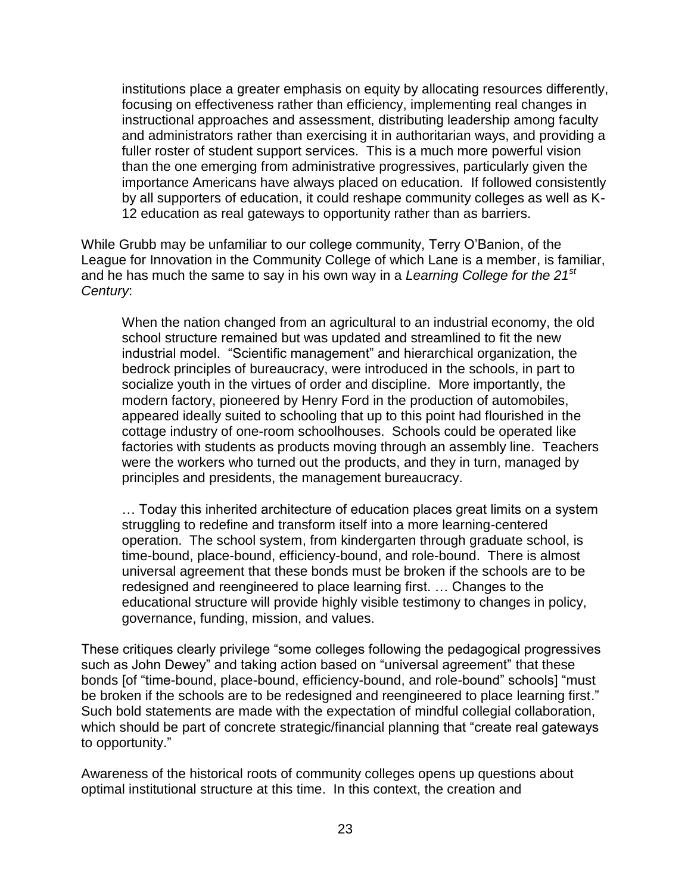> institutions place a greater emphasis on equity by allocating resources differently, focusing on effectiveness rather than efficiency, implementing real changes in instructional approaches and assessment, distributing leadership among faculty and administrators rather than exercising it in authoritarian ways, and providing a fuller roster of student support services. This is a much more powerful vision than the one emerging from administrative progressives, particularly given the importance Americans have always placed on education. If followed consistently by all supporters of education, it could reshape community colleges as well as K-12 education as real gateways to opportunity rather than as barriers.

While Grubb may be unfamiliar to our college community, Terry O'Banion, of the League for Innovation in the Community College of which Lane is a member, is familiar, and he has much the same to say in his own way in a *Learning College for the 21st Century*:

> When the nation changed from an agricultural to an industrial economy, the old school structure remained but was updated and streamlined to fit the new industrial model. "Scientific management" and hierarchical organization, the bedrock principles of bureaucracy, were introduced in the schools, in part to socialize youth in the virtues of order and discipline. More importantly, the modern factory, pioneered by Henry Ford in the production of automobiles, appeared ideally suited to schooling that up to this point had flourished in the cottage industry of one-room schoolhouses. Schools could be operated like factories with students as products moving through an assembly line. Teachers were the workers who turned out the products, and they in turn, managed by principles and presidents, the management bureaucracy.
>
> … Today this inherited architecture of education places great limits on a system struggling to redefine and transform itself into a more learning-centered operation. The school system, from kindergarten through graduate school, is time-bound, place-bound, efficiency-bound, and role-bound. There is almost universal agreement that these bonds must be broken if the schools are to be redesigned and reengineered to place learning first. … Changes to the educational structure will provide highly visible testimony to changes in policy, governance, funding, mission, and values.

These critiques clearly privilege "some colleges following the pedagogical progressives such as John Dewey" and taking action based on "universal agreement" that these bonds [of "time-bound, place-bound, efficiency-bound, and role-bound" schools] "must be broken if the schools are to be redesigned and reengineered to place learning first." Such bold statements are made with the expectation of mindful collegial collaboration, which should be part of concrete strategic/financial planning that "create real gateways to opportunity."

Awareness of the historical roots of community colleges opens up questions about optimal institutional structure at this time. In this context, the creation and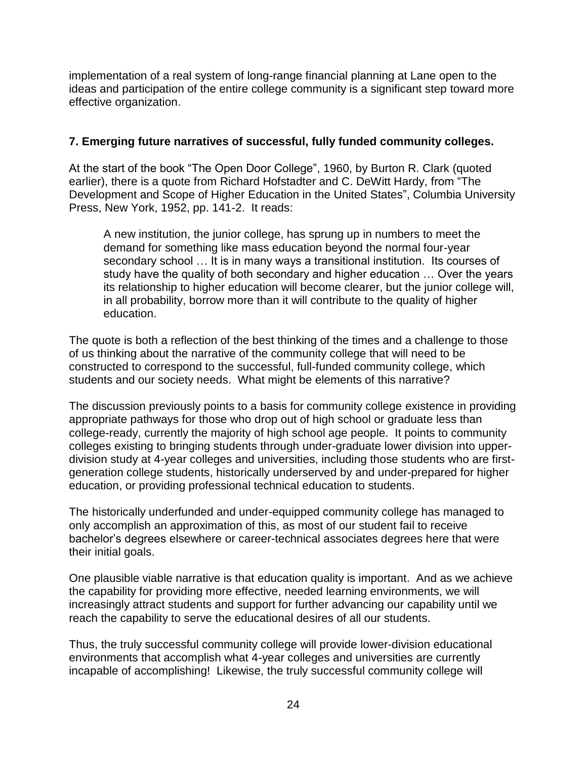implementation of a real system of long-range financial planning at Lane open to the ideas and participation of the entire college community is a significant step toward more effective organization.

### 7. Emerging future narratives of successful, fully funded community colleges.

At the start of the book "The Open Door College", 1960, by Burton R. Clark (quoted earlier), there is a quote from Richard Hofstadter and C. DeWitt Hardy, from "The Development and Scope of Higher Education in the United States", Columbia University Press, New York, 1952, pp. 141-2. It reads:

> A new institution, the junior college, has sprung up in numbers to meet the demand for something like mass education beyond the normal four-year secondary school … It is in many ways a transitional institution. Its courses of study have the quality of both secondary and higher education … Over the years its relationship to higher education will become clearer, but the junior college will, in all probability, borrow more than it will contribute to the quality of higher education.

The quote is both a reflection of the best thinking of the times and a challenge to those of us thinking about the narrative of the community college that will need to be constructed to correspond to the successful, full-funded community college, which students and our society needs. What might be elements of this narrative?

The discussion previously points to a basis for community college existence in providing appropriate pathways for those who drop out of high school or graduate less than college-ready, currently the majority of high school age people. It points to community colleges existing to bringing students through under-graduate lower division into upper-division study at 4-year colleges and universities, including those students who are first-generation college students, historically underserved by and under-prepared for higher education, or providing professional technical education to students.

The historically underfunded and under-equipped community college has managed to only accomplish an approximation of this, as most of our student fail to receive bachelor's degrees elsewhere or career-technical associates degrees here that were their initial goals.

One plausible viable narrative is that education quality is important. And as we achieve the capability for providing more effective, needed learning environments, we will increasingly attract students and support for further advancing our capability until we reach the capability to serve the educational desires of all our students.

Thus, the truly successful community college will provide lower-division educational environments that accomplish what 4-year colleges and universities are currently incapable of accomplishing! Likewise, the truly successful community college will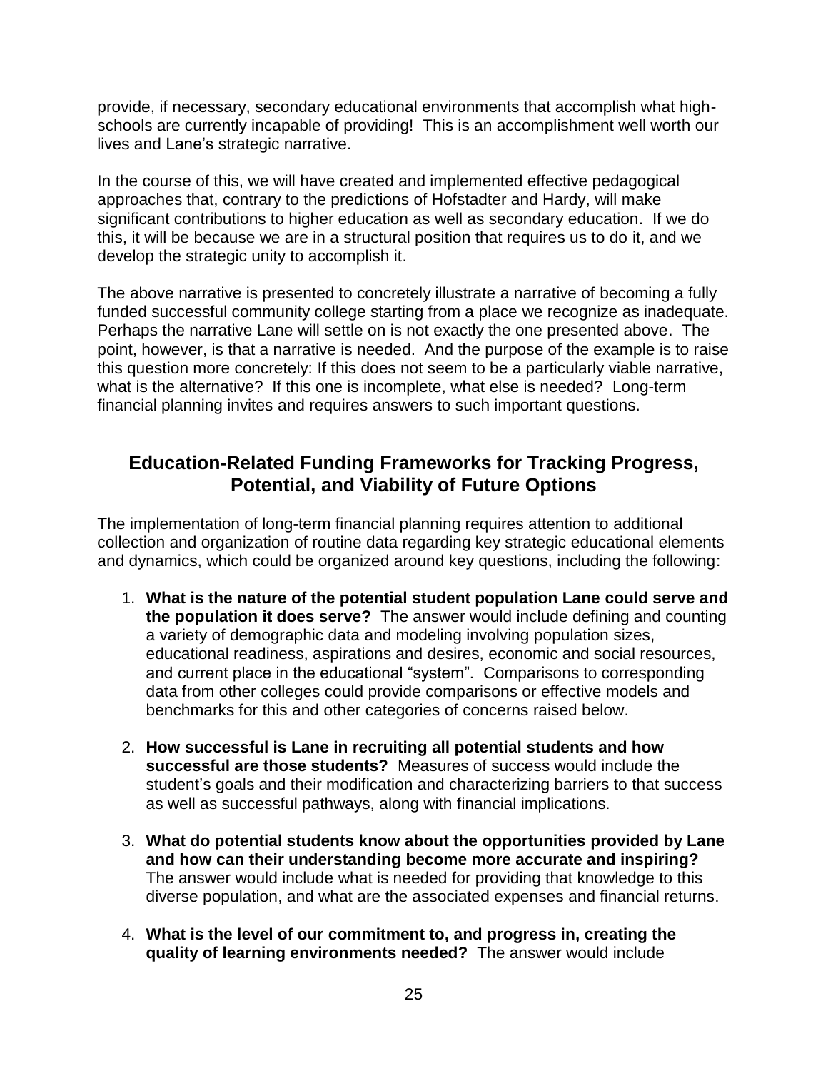provide, if necessary, secondary educational environments that accomplish what high-schools are currently incapable of providing! This is an accomplishment well worth our lives and Lane's strategic narrative.

In the course of this, we will have created and implemented effective pedagogical approaches that, contrary to the predictions of Hofstadter and Hardy, will make significant contributions to higher education as well as secondary education. If we do this, it will be because we are in a structural position that requires us to do it, and we develop the strategic unity to accomplish it.

The above narrative is presented to concretely illustrate a narrative of becoming a fully funded successful community college starting from a place we recognize as inadequate. Perhaps the narrative Lane will settle on is not exactly the one presented above. The point, however, is that a narrative is needed. And the purpose of the example is to raise this question more concretely: If this does not seem to be a particularly viable narrative, what is the alternative? If this one is incomplete, what else is needed? Long-term financial planning invites and requires answers to such important questions.

## Education-Related Funding Frameworks for Tracking Progress, Potential, and Viability of Future Options

The implementation of long-term financial planning requires attention to additional collection and organization of routine data regarding key strategic educational elements and dynamics, which could be organized around key questions, including the following:

1. **What is the nature of the potential student population Lane could serve and the population it does serve?** The answer would include defining and counting a variety of demographic data and modeling involving population sizes, educational readiness, aspirations and desires, economic and social resources, and current place in the educational "system". Comparisons to corresponding data from other colleges could provide comparisons or effective models and benchmarks for this and other categories of concerns raised below.

2. **How successful is Lane in recruiting all potential students and how successful are those students?** Measures of success would include the student's goals and their modification and characterizing barriers to that success as well as successful pathways, along with financial implications.

3. **What do potential students know about the opportunities provided by Lane and how can their understanding become more accurate and inspiring?** The answer would include what is needed for providing that knowledge to this diverse population, and what are the associated expenses and financial returns.

4. **What is the level of our commitment to, and progress in, creating the quality of learning environments needed?** The answer would include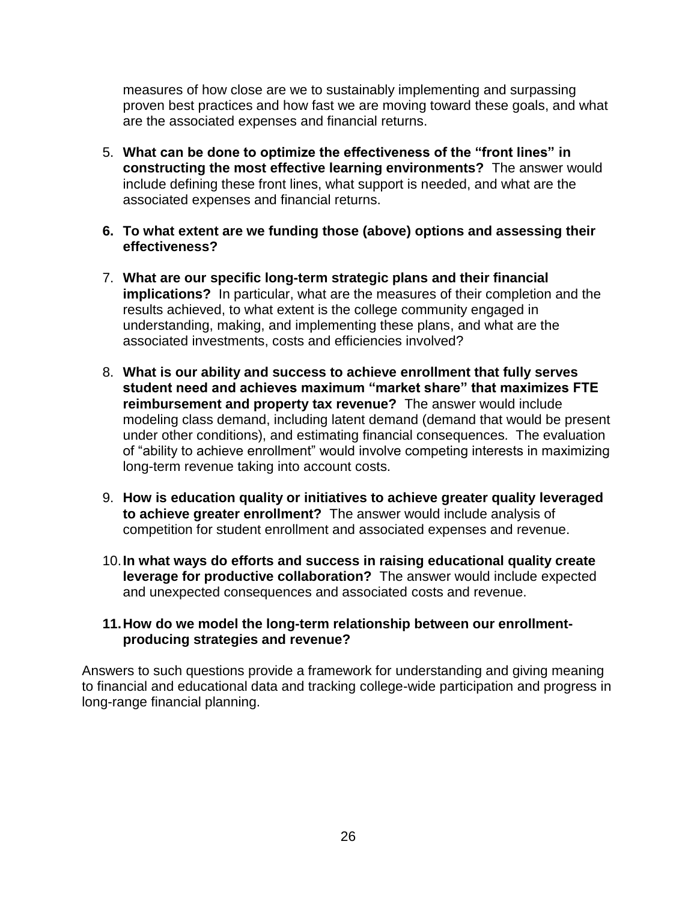measures of how close are we to sustainably implementing and surpassing proven best practices and how fast we are moving toward these goals, and what are the associated expenses and financial returns.

5. **What can be done to optimize the effectiveness of the "front lines" in constructing the most effective learning environments?** The answer would include defining these front lines, what support is needed, and what are the associated expenses and financial returns.

6. **To what extent are we funding those (above) options and assessing their effectiveness?**

7. **What are our specific long-term strategic plans and their financial implications?** In particular, what are the measures of their completion and the results achieved, to what extent is the college community engaged in understanding, making, and implementing these plans, and what are the associated investments, costs and efficiencies involved?

8. **What is our ability and success to achieve enrollment that fully serves student need and achieves maximum "market share" that maximizes FTE reimbursement and property tax revenue?** The answer would include modeling class demand, including latent demand (demand that would be present under other conditions), and estimating financial consequences. The evaluation of "ability to achieve enrollment" would involve competing interests in maximizing long-term revenue taking into account costs.

9. **How is education quality or initiatives to achieve greater quality leveraged to achieve greater enrollment?** The answer would include analysis of competition for student enrollment and associated expenses and revenue.

10. **In what ways do efforts and success in raising educational quality create leverage for productive collaboration?** The answer would include expected and unexpected consequences and associated costs and revenue.

11. **How do we model the long-term relationship between our enrollment-producing strategies and revenue?**

Answers to such questions provide a framework for understanding and giving meaning to financial and educational data and tracking college-wide participation and progress in long-range financial planning.